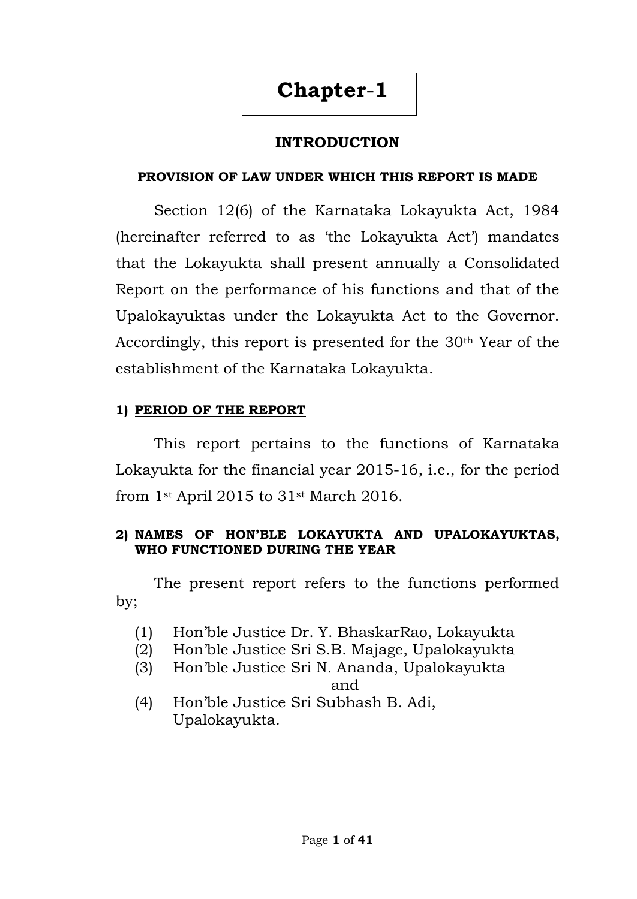# Chapter-1

## INTRODUCTION

### PROVISION OF LAW UNDER WHICH THIS REPORT IS MADE

Section 12(6) of the Karnataka Lokayukta Act, 1984 (hereinafter referred to as 'the Lokayukta Act') mandates that the Lokayukta shall present annually a Consolidated Report on the performance of his functions and that of the Upalokayuktas under the Lokayukta Act to the Governor. Accordingly, this report is presented for the 30th Year of the establishment of the Karnataka Lokayukta.

### 1) PERIOD OF THE REPORT

This report pertains to the functions of Karnataka Lokayukta for the financial year 2015-16, i.e., for the period from 1st April 2015 to 31st March 2016.

### 2) NAMES OF HON'BLE LOKAYUKTA AND UPALOKAYUKTAS, WHO FUNCTIONED DURING THE YEAR

The present report refers to the functions performed by;

(1) Hon'ble Justice Dr. Y. BhaskarRao, Lokayukta
(2) Hon'ble Justice Sri S.B. Majage, Upalokayukta
(3) Hon'ble Justice Sri N. Ananda, Upalokayukta
and
(4) Hon'ble Justice Sri Subhash B. Adi, Upalokayukta.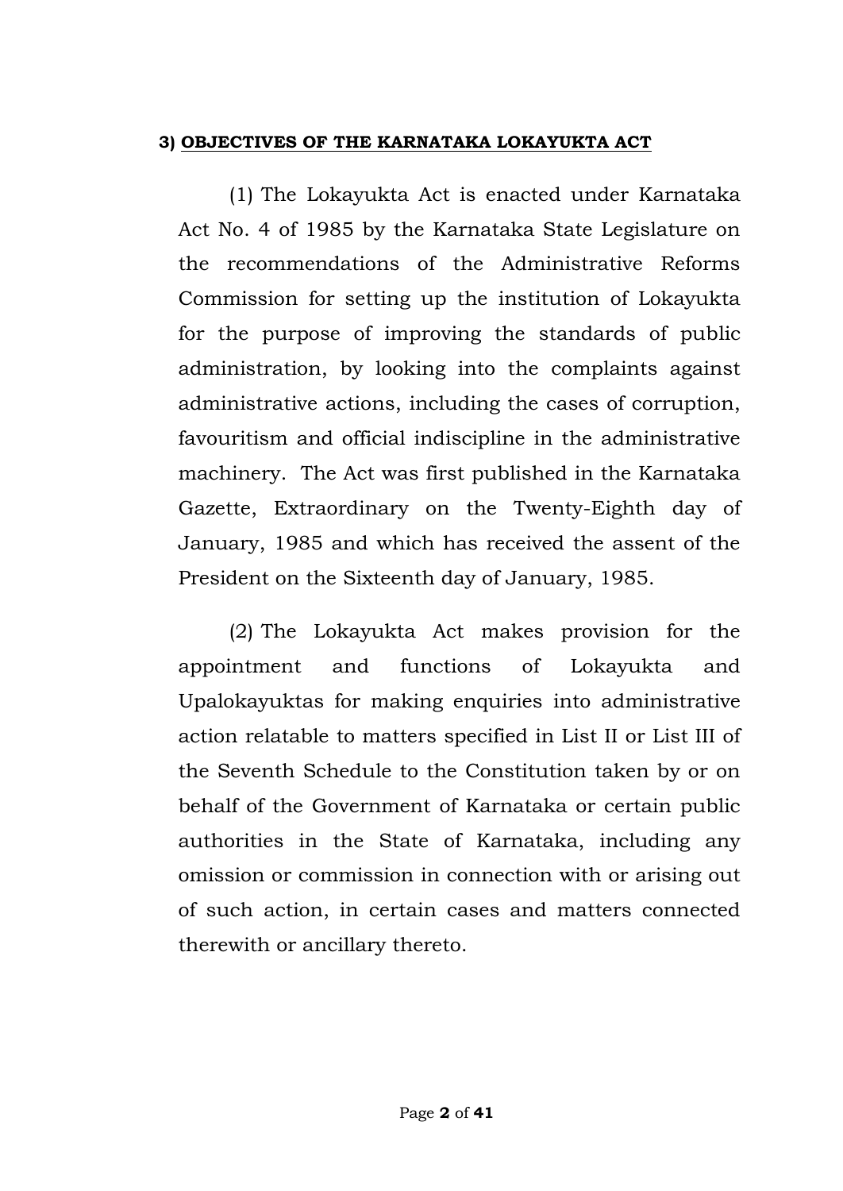### 3) OBJECTIVES OF THE KARNATAKA LOKAYUKTA ACT

(1) The Lokayukta Act is enacted under Karnataka Act No. 4 of 1985 by the Karnataka State Legislature on the recommendations of the Administrative Reforms Commission for setting up the institution of Lokayukta for the purpose of improving the standards of public administration, by looking into the complaints against administrative actions, including the cases of corruption, favouritism and official indiscipline in the administrative machinery. The Act was first published in the Karnataka Gazette, Extraordinary on the Twenty-Eighth day of January, 1985 and which has received the assent of the President on the Sixteenth day of January, 1985.

(2) The Lokayukta Act makes provision for the appointment and functions of Lokayukta and Upalokayuktas for making enquiries into administrative action relatable to matters specified in List II or List III of the Seventh Schedule to the Constitution taken by or on behalf of the Government of Karnataka or certain public authorities in the State of Karnataka, including any omission or commission in connection with or arising out of such action, in certain cases and matters connected therewith or ancillary thereto.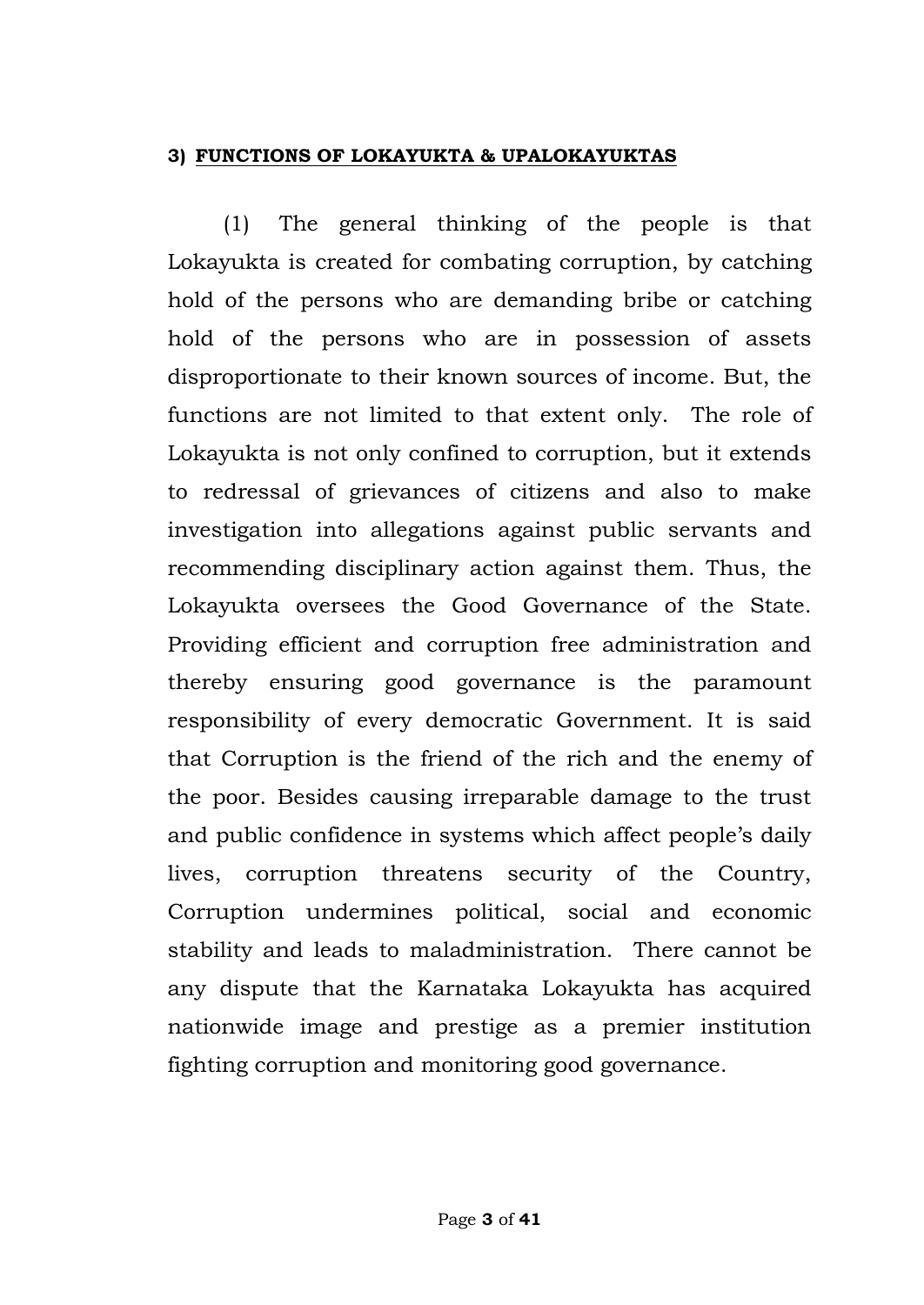### 3) <u>FUNCTIONS OF LOKAYUKTA & UPALOKAYUKTAS</u>

(1) The general thinking of the people is that Lokayukta is created for combating corruption, by catching hold of the persons who are demanding bribe or catching hold of the persons who are in possession of assets disproportionate to their known sources of income. But, the functions are not limited to that extent only. The role of Lokayukta is not only confined to corruption, but it extends to redressal of grievances of citizens and also to make investigation into allegations against public servants and recommending disciplinary action against them. Thus, the Lokayukta oversees the Good Governance of the State. Providing efficient and corruption free administration and thereby ensuring good governance is the paramount responsibility of every democratic Government. It is said that Corruption is the friend of the rich and the enemy of the poor. Besides causing irreparable damage to the trust and public confidence in systems which affect people's daily lives, corruption threatens security of the Country, Corruption undermines political, social and economic stability and leads to maladministration. There cannot be any dispute that the Karnataka Lokayukta has acquired nationwide image and prestige as a premier institution fighting corruption and monitoring good governance.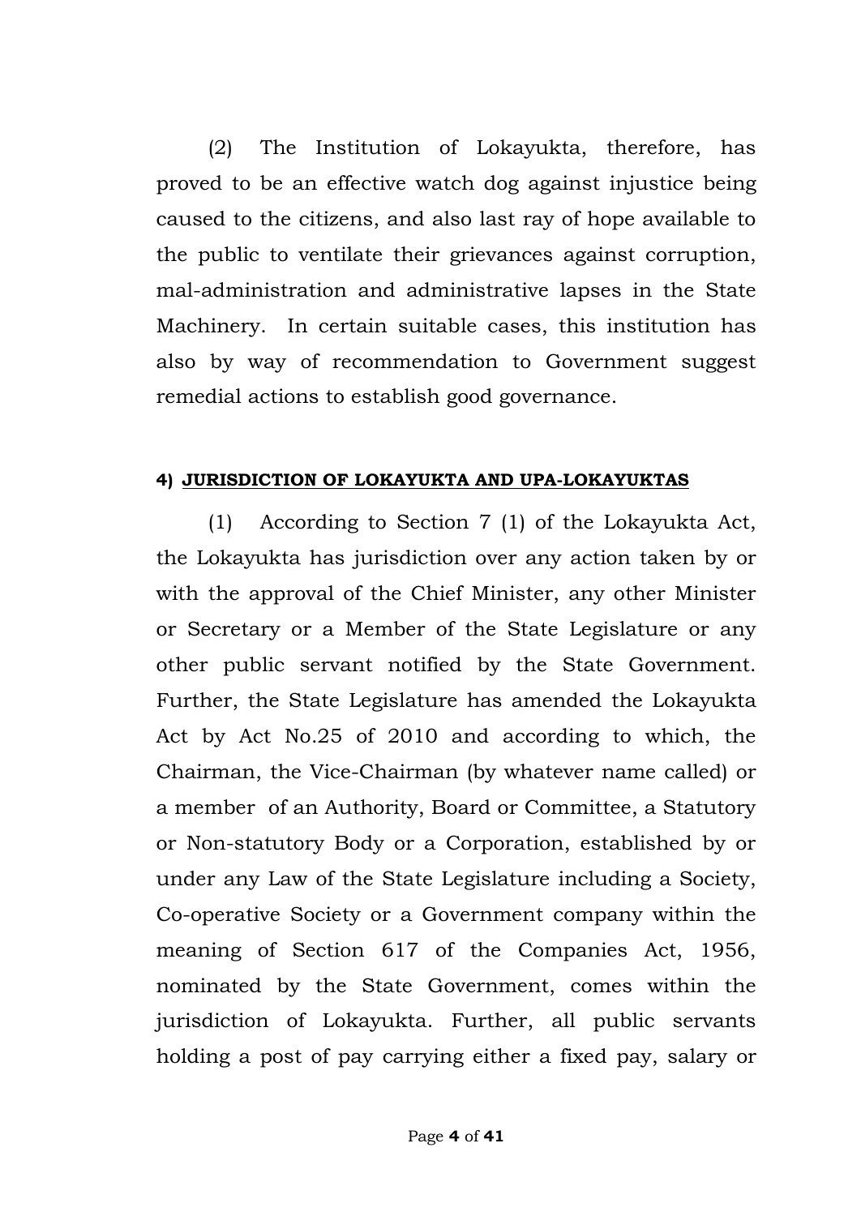(2) The Institution of Lokayukta, therefore, has proved to be an effective watch dog against injustice being caused to the citizens, and also last ray of hope available to the public to ventilate their grievances against corruption, mal-administration and administrative lapses in the State Machinery. In certain suitable cases, this institution has also by way of recommendation to Government suggest remedial actions to establish good governance.

#### 4) JURISDICTION OF LOKAYUKTA AND UPA-LOKAYUKTAS

(1) According to Section 7 (1) of the Lokayukta Act, the Lokayukta has jurisdiction over any action taken by or with the approval of the Chief Minister, any other Minister or Secretary or a Member of the State Legislature or any other public servant notified by the State Government. Further, the State Legislature has amended the Lokayukta Act by Act No.25 of 2010 and according to which, the Chairman, the Vice-Chairman (by whatever name called) or a member of an Authority, Board or Committee, a Statutory or Non-statutory Body or a Corporation, established by or under any Law of the State Legislature including a Society, Co-operative Society or a Government company within the meaning of Section 617 of the Companies Act, 1956, nominated by the State Government, comes within the jurisdiction of Lokayukta. Further, all public servants holding a post of pay carrying either a fixed pay, salary or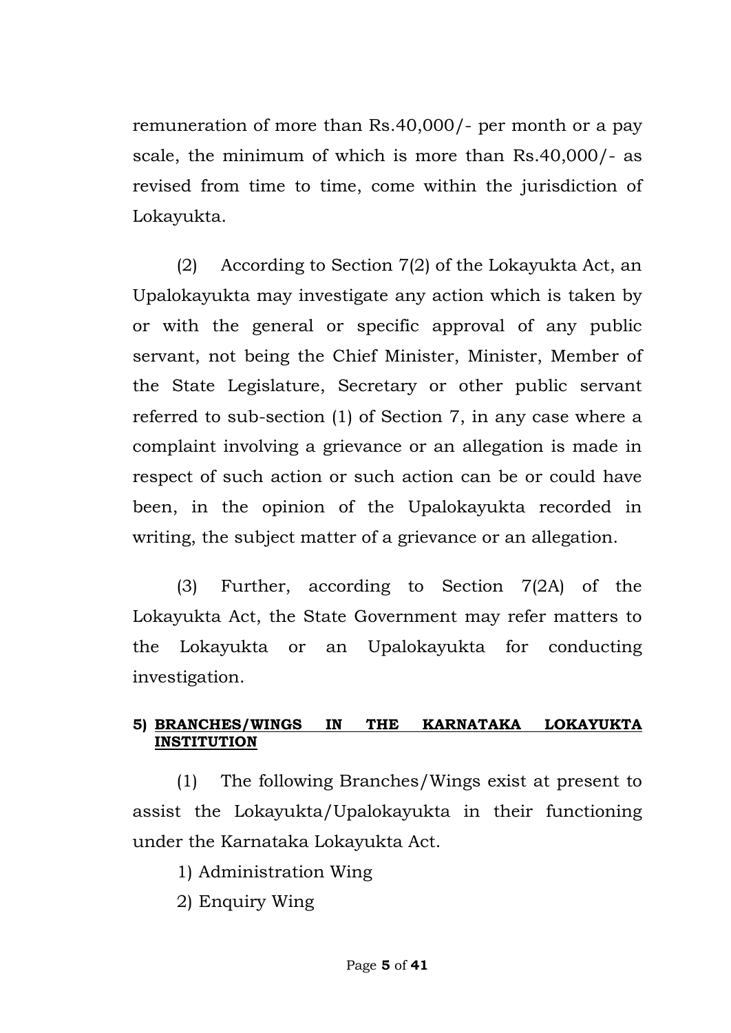remuneration of more than Rs.40,000/- per month or a pay scale, the minimum of which is more than Rs.40,000/- as revised from time to time, come within the jurisdiction of Lokayukta.

(2) According to Section 7(2) of the Lokayukta Act, an Upalokayukta may investigate any action which is taken by or with the general or specific approval of any public servant, not being the Chief Minister, Minister, Member of the State Legislature, Secretary or other public servant referred to sub-section (1) of Section 7, in any case where a complaint involving a grievance or an allegation is made in respect of such action or such action can be or could have been, in the opinion of the Upalokayukta recorded in writing, the subject matter of a grievance or an allegation.

(3) Further, according to Section 7(2A) of the Lokayukta Act, the State Government may refer matters to the Lokayukta or an Upalokayukta for conducting investigation.

**5) <u>BRANCHES/WINGS IN THE KARNATAKA LOKAYUKTA INSTITUTION</u>**

(1) The following Branches/Wings exist at present to assist the Lokayukta/Upalokayukta in their functioning under the Karnataka Lokayukta Act.

1) Administration Wing

2) Enquiry Wing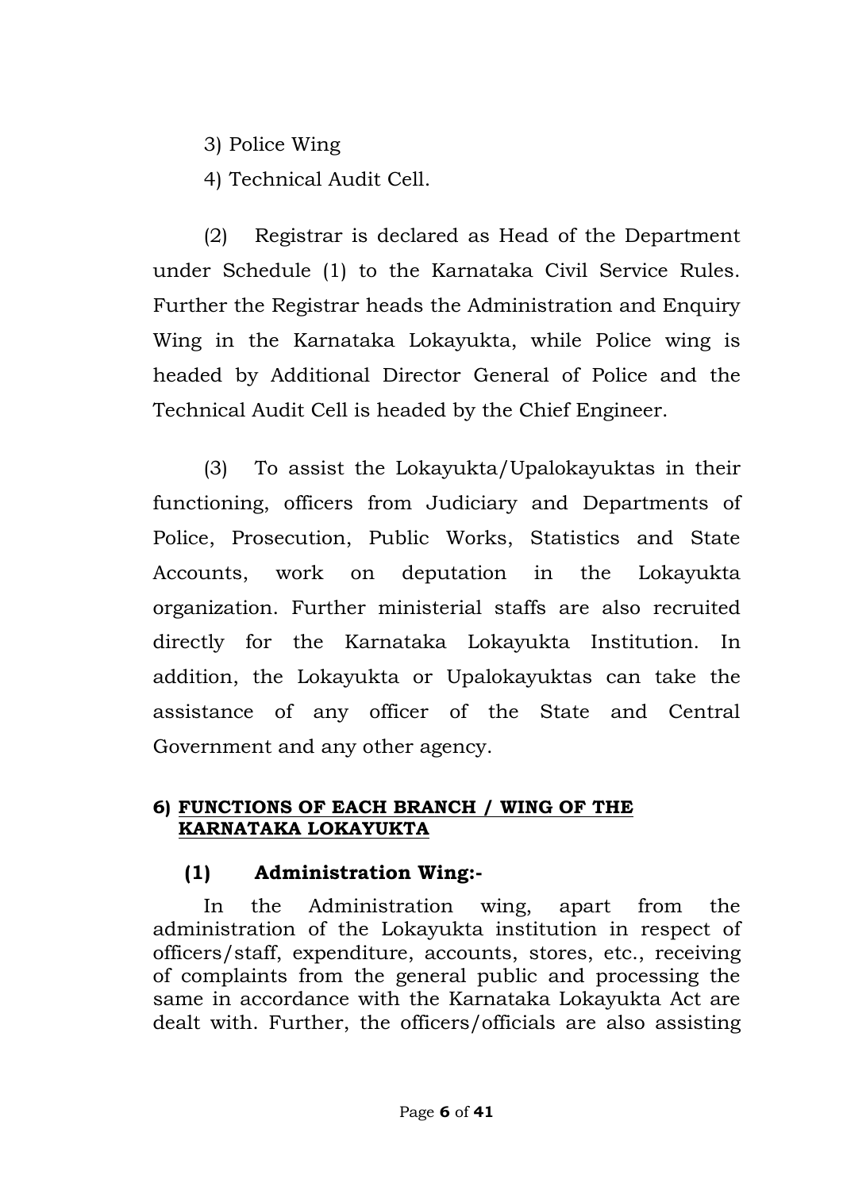3) Police Wing

4) Technical Audit Cell.

(2) Registrar is declared as Head of the Department under Schedule (1) to the Karnataka Civil Service Rules. Further the Registrar heads the Administration and Enquiry Wing in the Karnataka Lokayukta, while Police wing is headed by Additional Director General of Police and the Technical Audit Cell is headed by the Chief Engineer.

(3) To assist the Lokayukta/Upalokayuktas in their functioning, officers from Judiciary and Departments of Police, Prosecution, Public Works, Statistics and State Accounts, work on deputation in the Lokayukta organization. Further ministerial staffs are also recruited directly for the Karnataka Lokayukta Institution. In addition, the Lokayukta or Upalokayuktas can take the assistance of any officer of the State and Central Government and any other agency.

**6) <u>FUNCTIONS OF EACH BRANCH / WING OF THE KARNATAKA LOKAYUKTA</u>**

**(1) Administration Wing:-**

In the Administration wing, apart from the administration of the Lokayukta institution in respect of officers/staff, expenditure, accounts, stores, etc., receiving of complaints from the general public and processing the same in accordance with the Karnataka Lokayukta Act are dealt with. Further, the officers/officials are also assisting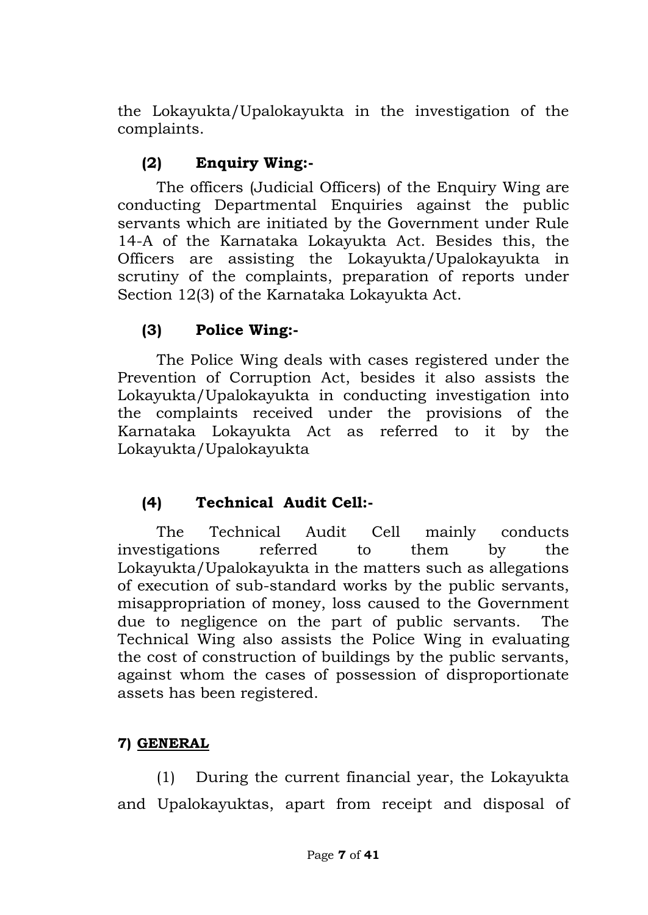the Lokayukta/Upalokayukta in the investigation of the complaints.

### (2) Enquiry Wing:-

The officers (Judicial Officers) of the Enquiry Wing are conducting Departmental Enquiries against the public servants which are initiated by the Government under Rule 14-A of the Karnataka Lokayukta Act. Besides this, the Officers are assisting the Lokayukta/Upalokayukta in scrutiny of the complaints, preparation of reports under Section 12(3) of the Karnataka Lokayukta Act.

### (3) Police Wing:-

The Police Wing deals with cases registered under the Prevention of Corruption Act, besides it also assists the Lokayukta/Upalokayukta in conducting investigation into the complaints received under the provisions of the Karnataka Lokayukta Act as referred to it by the Lokayukta/Upalokayukta

### (4) Technical Audit Cell:-

The Technical Audit Cell mainly conducts investigations referred to them by the Lokayukta/Upalokayukta in the matters such as allegations of execution of sub-standard works by the public servants, misappropriation of money, loss caused to the Government due to negligence on the part of public servants. The Technical Wing also assists the Police Wing in evaluating the cost of construction of buildings by the public servants, against whom the cases of possession of disproportionate assets has been registered.

## 7) GENERAL

(1) During the current financial year, the Lokayukta and Upalokayuktas, apart from receipt and disposal of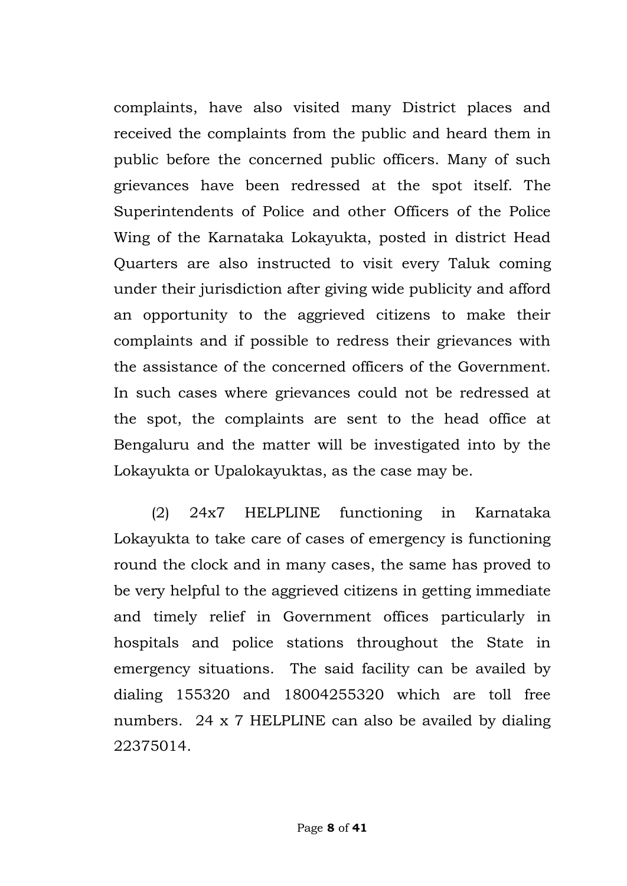complaints, have also visited many District places and received the complaints from the public and heard them in public before the concerned public officers. Many of such grievances have been redressed at the spot itself. The Superintendents of Police and other Officers of the Police Wing of the Karnataka Lokayukta, posted in district Head Quarters are also instructed to visit every Taluk coming under their jurisdiction after giving wide publicity and afford an opportunity to the aggrieved citizens to make their complaints and if possible to redress their grievances with the assistance of the concerned officers of the Government. In such cases where grievances could not be redressed at the spot, the complaints are sent to the head office at Bengaluru and the matter will be investigated into by the Lokayukta or Upalokayuktas, as the case may be.

(2) 24x7 HELPLINE functioning in Karnataka Lokayukta to take care of cases of emergency is functioning round the clock and in many cases, the same has proved to be very helpful to the aggrieved citizens in getting immediate and timely relief in Government offices particularly in hospitals and police stations throughout the State in emergency situations. The said facility can be availed by dialing 155320 and 18004255320 which are toll free numbers. 24 x 7 HELPLINE can also be availed by dialing 22375014.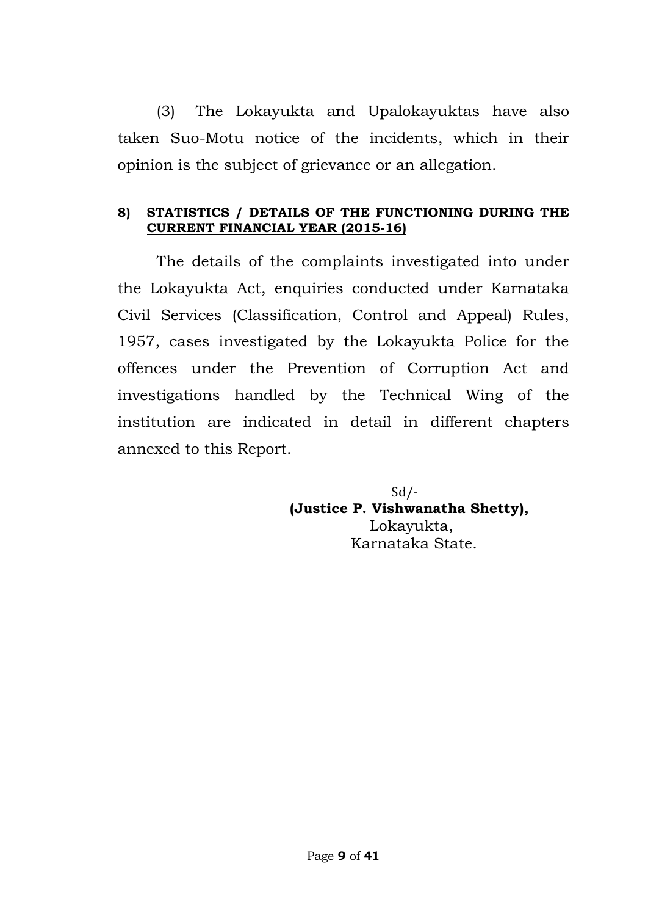(3) The Lokayukta and Upalokayuktas have also taken Suo-Motu notice of the incidents, which in their opinion is the subject of grievance or an allegation.

## 8) STATISTICS / DETAILS OF THE FUNCTIONING DURING THE CURRENT FINANCIAL YEAR (2015-16)

The details of the complaints investigated into under the Lokayukta Act, enquiries conducted under Karnataka Civil Services (Classification, Control and Appeal) Rules, 1957, cases investigated by the Lokayukta Police for the offences under the Prevention of Corruption Act and investigations handled by the Technical Wing of the institution are indicated in detail in different chapters annexed to this Report.

Sd/-
**(Justice P. Vishwanatha Shetty),**
Lokayukta,
Karnataka State.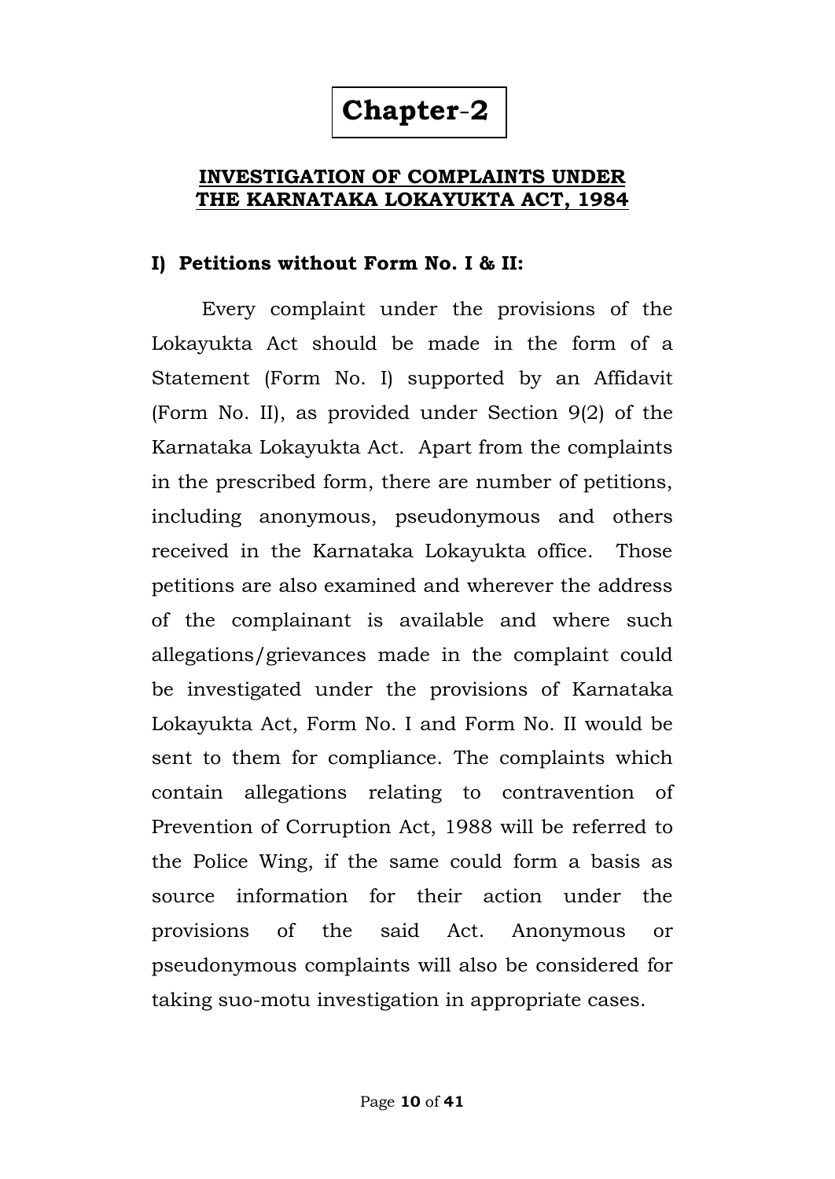# Chapter-2

## INVESTIGATION OF COMPLAINTS UNDER THE KARNATAKA LOKAYUKTA ACT, 1984

### I) Petitions without Form No. I & II:

Every complaint under the provisions of the Lokayukta Act should be made in the form of a Statement (Form No. I) supported by an Affidavit (Form No. II), as provided under Section 9(2) of the Karnataka Lokayukta Act. Apart from the complaints in the prescribed form, there are number of petitions, including anonymous, pseudonymous and others received in the Karnataka Lokayukta office. Those petitions are also examined and wherever the address of the complainant is available and where such allegations/grievances made in the complaint could be investigated under the provisions of Karnataka Lokayukta Act, Form No. I and Form No. II would be sent to them for compliance. The complaints which contain allegations relating to contravention of Prevention of Corruption Act, 1988 will be referred to the Police Wing, if the same could form a basis as source information for their action under the provisions of the said Act. Anonymous or pseudonymous complaints will also be considered for taking suo-motu investigation in appropriate cases.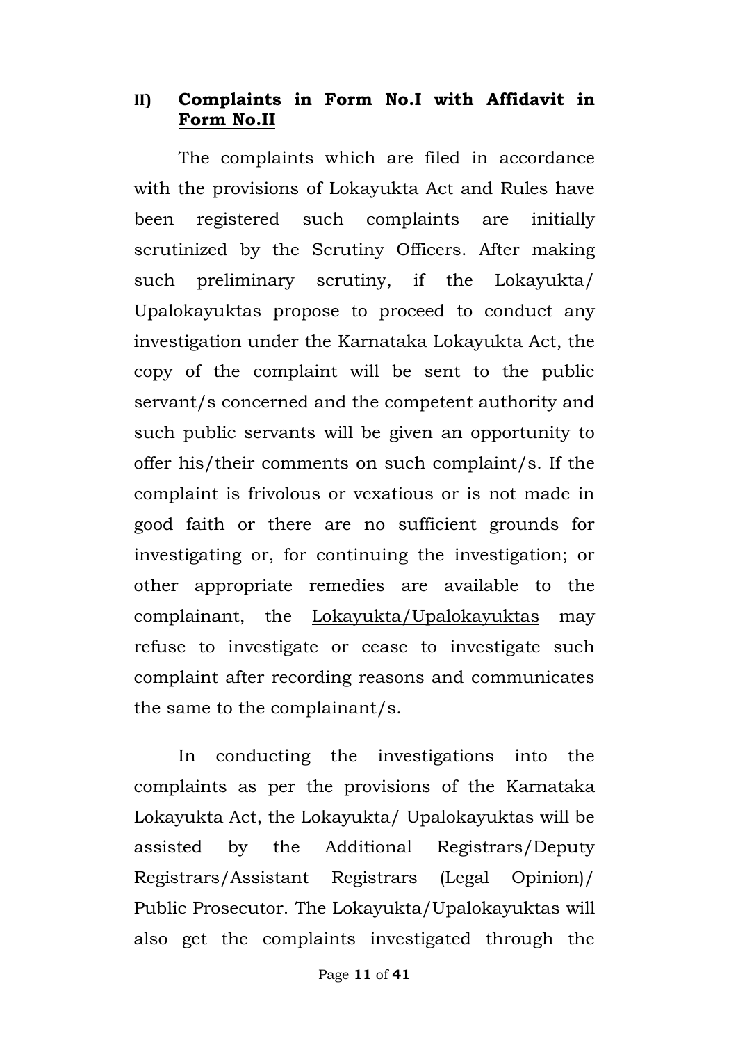## II) Complaints in Form No.I with Affidavit in Form No.II

The complaints which are filed in accordance with the provisions of Lokayukta Act and Rules have been registered such complaints are initially scrutinized by the Scrutiny Officers. After making such preliminary scrutiny, if the Lokayukta/ Upalokayuktas propose to proceed to conduct any investigation under the Karnataka Lokayukta Act, the copy of the complaint will be sent to the public servant/s concerned and the competent authority and such public servants will be given an opportunity to offer his/their comments on such complaint/s. If the complaint is frivolous or vexatious or is not made in good faith or there are no sufficient grounds for investigating or, for continuing the investigation; or other appropriate remedies are available to the complainant, the Lokayukta/Upalokayuktas may refuse to investigate or cease to investigate such complaint after recording reasons and communicates the same to the complainant/s.

In conducting the investigations into the complaints as per the provisions of the Karnataka Lokayukta Act, the Lokayukta/ Upalokayuktas will be assisted by the Additional Registrars/Deputy Registrars/Assistant Registrars (Legal Opinion)/ Public Prosecutor. The Lokayukta/Upalokayuktas will also get the complaints investigated through the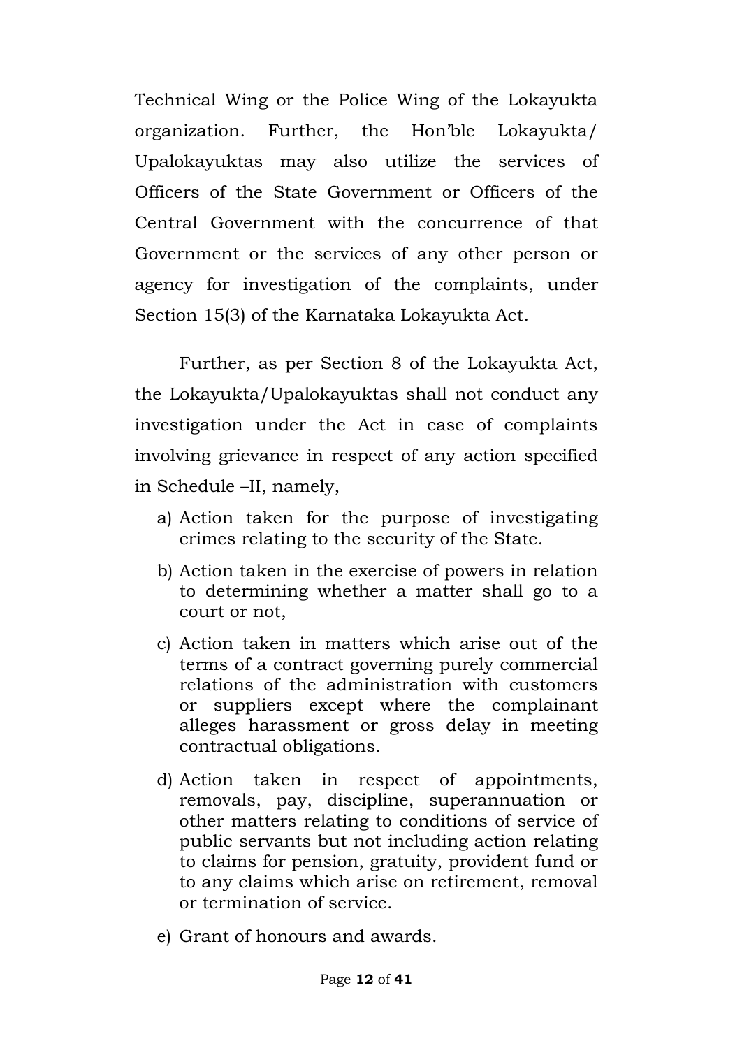Technical Wing or the Police Wing of the Lokayukta organization. Further, the Hon'ble Lokayukta/ Upalokayuktas may also utilize the services of Officers of the State Government or Officers of the Central Government with the concurrence of that Government or the services of any other person or agency for investigation of the complaints, under Section 15(3) of the Karnataka Lokayukta Act.

Further, as per Section 8 of the Lokayukta Act, the Lokayukta/Upalokayuktas shall not conduct any investigation under the Act in case of complaints involving grievance in respect of any action specified in Schedule –II, namely,

a) Action taken for the purpose of investigating crimes relating to the security of the State.
b) Action taken in the exercise of powers in relation to determining whether a matter shall go to a court or not,
c) Action taken in matters which arise out of the terms of a contract governing purely commercial relations of the administration with customers or suppliers except where the complainant alleges harassment or gross delay in meeting contractual obligations.
d) Action taken in respect of appointments, removals, pay, discipline, superannuation or other matters relating to conditions of service of public servants but not including action relating to claims for pension, gratuity, provident fund or to any claims which arise on retirement, removal or termination of service.
e) Grant of honours and awards.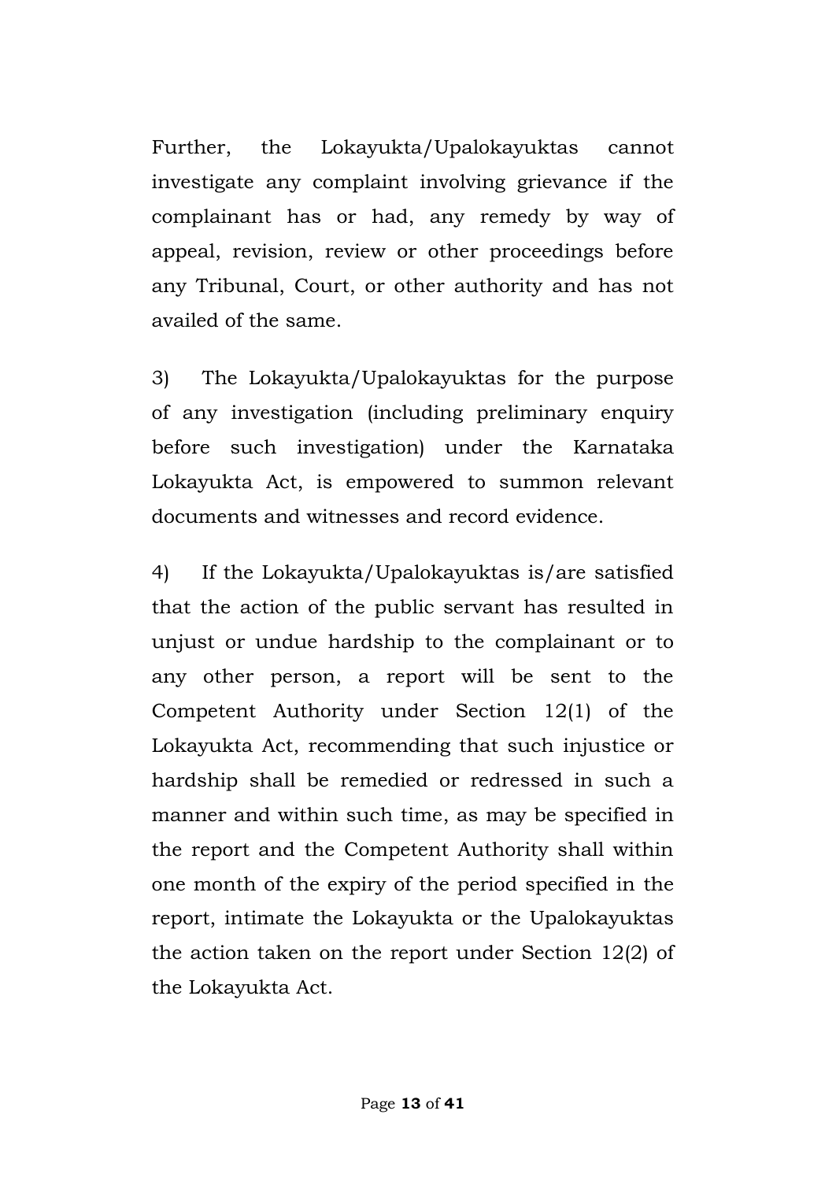Further, the Lokayukta/Upalokayuktas cannot investigate any complaint involving grievance if the complainant has or had, any remedy by way of appeal, revision, review or other proceedings before any Tribunal, Court, or other authority and has not availed of the same.

3) The Lokayukta/Upalokayuktas for the purpose of any investigation (including preliminary enquiry before such investigation) under the Karnataka Lokayukta Act, is empowered to summon relevant documents and witnesses and record evidence.

4) If the Lokayukta/Upalokayuktas is/are satisfied that the action of the public servant has resulted in unjust or undue hardship to the complainant or to any other person, a report will be sent to the Competent Authority under Section 12(1) of the Lokayukta Act, recommending that such injustice or hardship shall be remedied or redressed in such a manner and within such time, as may be specified in the report and the Competent Authority shall within one month of the expiry of the period specified in the report, intimate the Lokayukta or the Upalokayuktas the action taken on the report under Section 12(2) of the Lokayukta Act.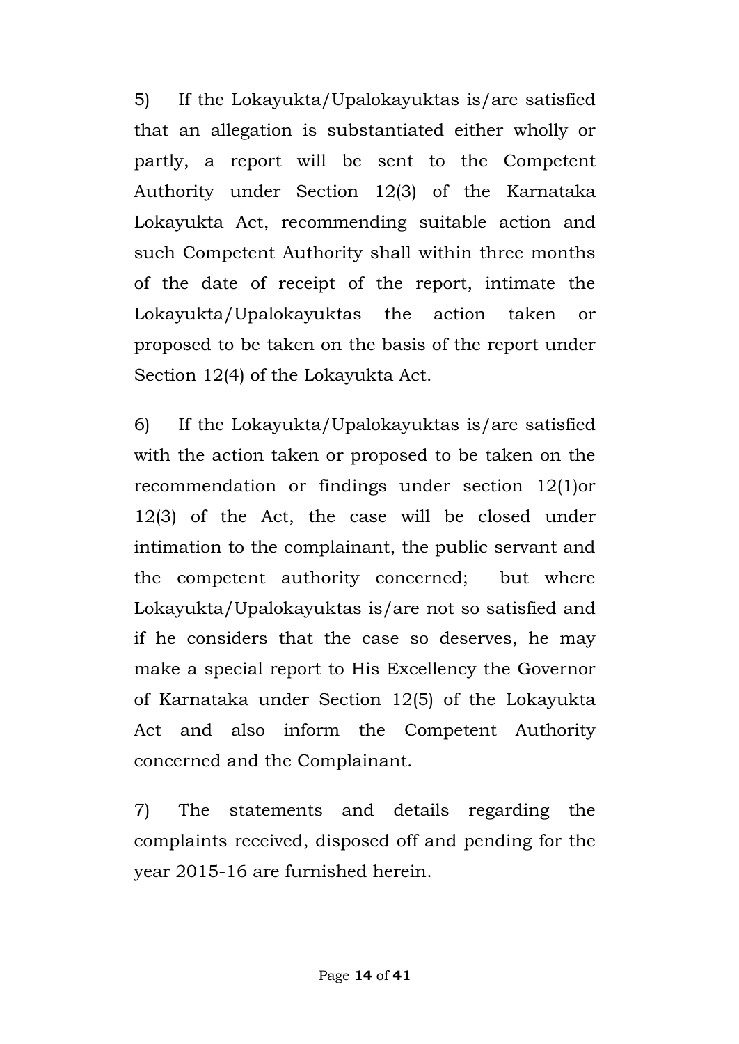5) If the Lokayukta/Upalokayuktas is/are satisfied that an allegation is substantiated either wholly or partly, a report will be sent to the Competent Authority under Section 12(3) of the Karnataka Lokayukta Act, recommending suitable action and such Competent Authority shall within three months of the date of receipt of the report, intimate the Lokayukta/Upalokayuktas the action taken or proposed to be taken on the basis of the report under Section 12(4) of the Lokayukta Act.

6) If the Lokayukta/Upalokayuktas is/are satisfied with the action taken or proposed to be taken on the recommendation or findings under section 12(1)or 12(3) of the Act, the case will be closed under intimation to the complainant, the public servant and the competent authority concerned; but where Lokayukta/Upalokayuktas is/are not so satisfied and if he considers that the case so deserves, he may make a special report to His Excellency the Governor of Karnataka under Section 12(5) of the Lokayukta Act and also inform the Competent Authority concerned and the Complainant.

7) The statements and details regarding the complaints received, disposed off and pending for the year 2015-16 are furnished herein.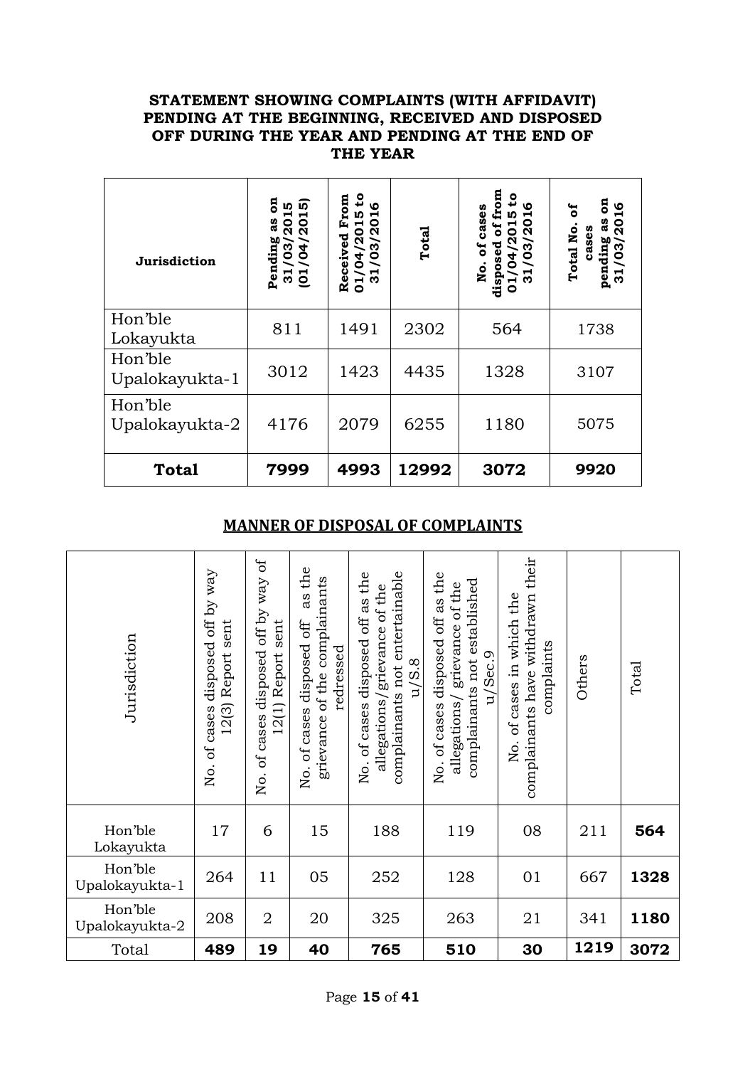**STATEMENT SHOWING COMPLAINTS (WITH AFFIDAVIT) PENDING AT THE BEGINNING, RECEIVED AND DISPOSED OFF DURING THE YEAR AND PENDING AT THE END OF THE YEAR**

| Jurisdiction | Pending as on 31/03/2015 (01/04/2015) | Received From 01/04/2015 to 31/03/2016 | Total | No. of cases disposed of from 01/04/2015 to 31/03/2016 | Total No. of cases pending as on 31/03/2016 |
|---|---|---|---|---|---|
| Hon'ble Lokayukta | 811 | 1491 | 2302 | 564 | 1738 |
| Hon'ble Upalokayukta-1 | 3012 | 1423 | 4435 | 1328 | 3107 |
| Hon'ble Upalokayukta-2 | 4176 | 2079 | 6255 | 1180 | 5075 |
| **Total** | **7999** | **4993** | **12992** | **3072** | **9920** |

## MANNER OF DISPOSAL OF COMPLAINTS

| Jurisdiction | No. of cases disposed off by way 12(3) Report sent | No. of cases disposed off by way of 12(1) Report sent | No. of cases disposed off as the grievance of the complainants redressed | No. of cases disposed off as the allegations/grievance of the complainants not entertainable u/S.8 | No. of cases disposed off as the allegations/ grievance of the complainants not established u/Sec.9 | No. of cases in which the complainants have withdrawn their complaints | Others | Total |
|---|---|---|---|---|---|---|---|---|
| Hon'ble Lokayukta | 17 | 6 | 15 | 188 | 119 | 08 | 211 | **564** |
| Hon'ble Upalokayukta-1 | 264 | 11 | 05 | 252 | 128 | 01 | 667 | **1328** |
| Hon'ble Upalokayukta-2 | 208 | 2 | 20 | 325 | 263 | 21 | 341 | **1180** |
| Total | **489** | **19** | **40** | **765** | **510** | **30** | **1219** | **3072** |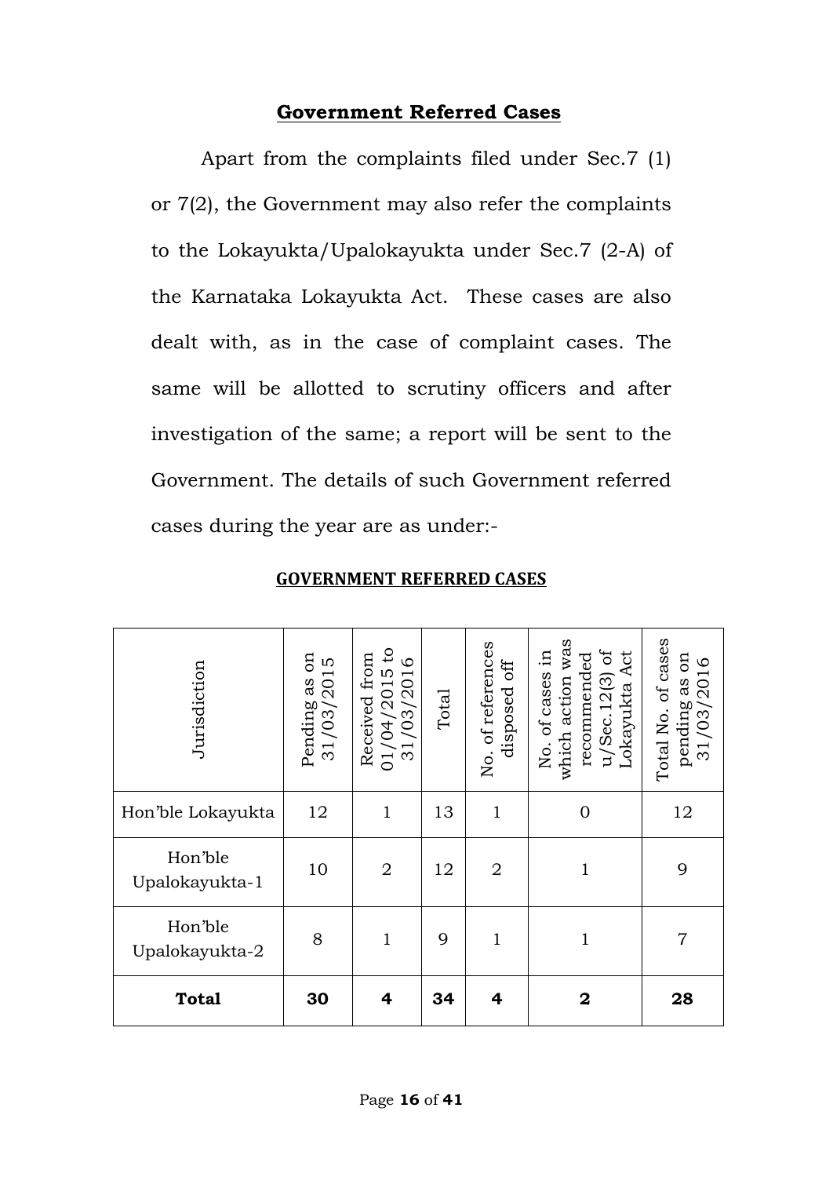## Government Referred Cases

Apart from the complaints filed under Sec.7 (1) or 7(2), the Government may also refer the complaints to the Lokayukta/Upalokayukta under Sec.7 (2-A) of the Karnataka Lokayukta Act. These cases are also dealt with, as in the case of complaint cases. The same will be allotted to scrutiny officers and after investigation of the same; a report will be sent to the Government. The details of such Government referred cases during the year are as under:-

**GOVERNMENT REFERRED CASES**

| Jurisdiction | Pending as on 31/03/2015 | Received from 01/04/2015 to 31/03/2016 | Total | No. of references disposed off | No. of cases in which action was recommended u/Sec.12(3) of Lokayukta Act | Total No. of cases pending as on 31/03/2016 |
|---|---|---|---|---|---|---|
| Hon'ble Lokayukta | 12 | 1 | 13 | 1 | 0 | 12 |
| Hon'ble Upalokayukta-1 | 10 | 2 | 12 | 2 | 1 | 9 |
| Hon'ble Upalokayukta-2 | 8 | 1 | 9 | 1 | 1 | 7 |
| **Total** | **30** | **4** | **34** | **4** | **2** | **28** |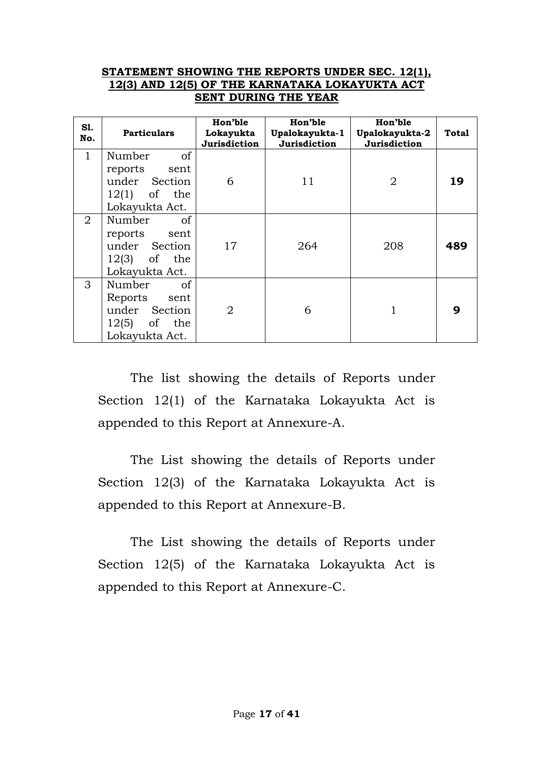**STATEMENT SHOWING THE REPORTS UNDER SEC. 12(1), 12(3) AND 12(5) OF THE KARNATAKA LOKAYUKTA ACT SENT DURING THE YEAR**

| Sl. No. | Particulars | Hon'ble Lokayukta Jurisdiction | Hon'ble Upalokayukta-1 Jurisdiction | Hon'ble Upalokayukta-2 Jurisdiction | Total |
|---|---|---|---|---|---|
| 1 | Number of reports sent under Section 12(1) of the Lokayukta Act. | 6 | 11 | 2 | **19** |
| 2 | Number of reports sent under Section 12(3) of the Lokayukta Act. | 17 | 264 | 208 | **489** |
| 3 | Number of Reports sent under Section 12(5) of the Lokayukta Act. | 2 | 6 | 1 | **9** |

The list showing the details of Reports under Section 12(1) of the Karnataka Lokayukta Act is appended to this Report at Annexure-A.

The List showing the details of Reports under Section 12(3) of the Karnataka Lokayukta Act is appended to this Report at Annexure-B.

The List showing the details of Reports under Section 12(5) of the Karnataka Lokayukta Act is appended to this Report at Annexure-C.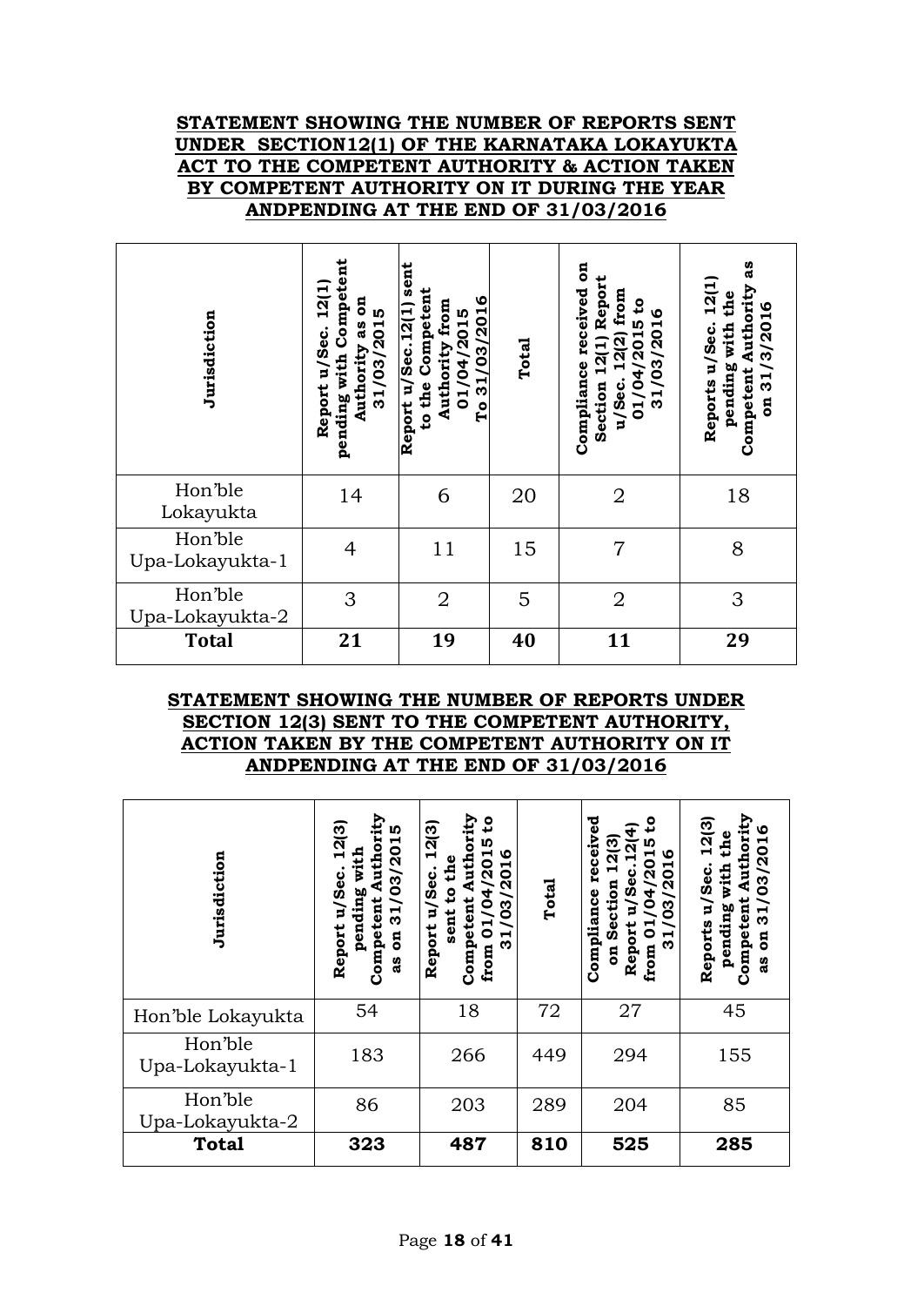**STATEMENT SHOWING THE NUMBER OF REPORTS SENT UNDER SECTION12(1) OF THE KARNATAKA LOKAYUKTA ACT TO THE COMPETENT AUTHORITY & ACTION TAKEN BY COMPETENT AUTHORITY ON IT DURING THE YEAR ANDPENDING AT THE END OF 31/03/2016**

| Jurisdiction | Report u/Sec. 12(1) pending with Competent Authority as on 31/03/2015 | Report u/Sec.12(1) sent to the Competent Authority from 01/04/2015 To 31/03/2016 | Total | Compliance received on Section 12(1) Report u/Sec. 12(2) from 01/04/2015 to 31/03/2016 | Reports u/Sec. 12(1) pending with the Competent Authority as on 31/3/2016 |
|---|---|---|---|---|---|
| Hon'ble Lokayukta | 14 | 6 | 20 | 2 | 18 |
| Hon'ble Upa-Lokayukta-1 | 4 | 11 | 15 | 7 | 8 |
| Hon'ble Upa-Lokayukta-2 | 3 | 2 | 5 | 2 | 3 |
| **Total** | **21** | **19** | **40** | **11** | **29** |

**STATEMENT SHOWING THE NUMBER OF REPORTS UNDER SECTION 12(3) SENT TO THE COMPETENT AUTHORITY, ACTION TAKEN BY THE COMPETENT AUTHORITY ON IT ANDPENDING AT THE END OF 31/03/2016**

| Jurisdiction | Report u/Sec. 12(3) pending with Competent Authority as on 31/03/2015 | Report u/Sec. 12(3) sent to the Competent Authority from 01/04/2015 to 31/03/2016 | Total | Compliance received on Section 12(3) Report u/Sec.12(4) from 01/04/2015 to 31/03/2016 | Reports u/Sec. 12(3) pending with the Competent Authority as on 31/03/2016 |
|---|---|---|---|---|---|
| Hon'ble Lokayukta | 54 | 18 | 72 | 27 | 45 |
| Hon'ble Upa-Lokayukta-1 | 183 | 266 | 449 | 294 | 155 |
| Hon'ble Upa-Lokayukta-2 | 86 | 203 | 289 | 204 | 85 |
| **Total** | **323** | **487** | **810** | **525** | **285** |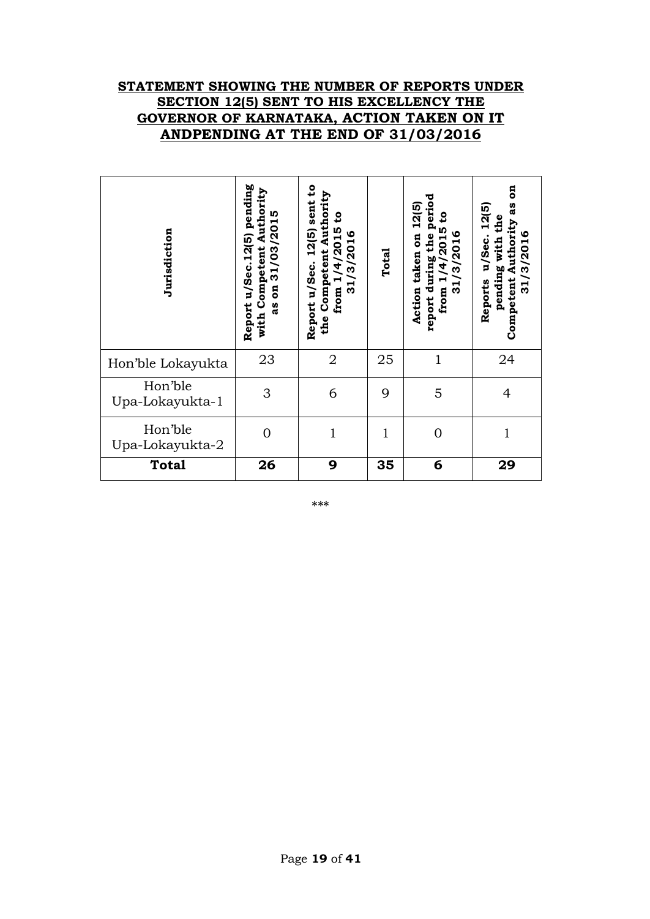**STATEMENT SHOWING THE NUMBER OF REPORTS UNDER SECTION 12(5) SENT TO HIS EXCELLENCY THE GOVERNOR OF KARNATAKA, ACTION TAKEN ON IT ANDPENDING AT THE END OF 31/03/2016**

| Jurisdiction | Report u/Sec.12(5) pending with Competent Authority as on 31/03/2015 | Report u/Sec. 12(5) sent to the Competent Authority from 1/4/2015 to 31/3/2016 | Total | Action taken on 12(5) report during the period from 1/4/2015 to 31/3/2016 | Reports u/Sec. 12(5) pending with the Competent Authority as on 31/3/2016 |
|---|---|---|---|---|---|
| Hon'ble Lokayukta | 23 | 2 | 25 | 1 | 24 |
| Hon'ble Upa-Lokayukta-1 | 3 | 6 | 9 | 5 | 4 |
| Hon'ble Upa-Lokayukta-2 | 0 | 1 | 1 | 0 | 1 |
| **Total** | **26** | **9** | **35** | **6** | **29** |

***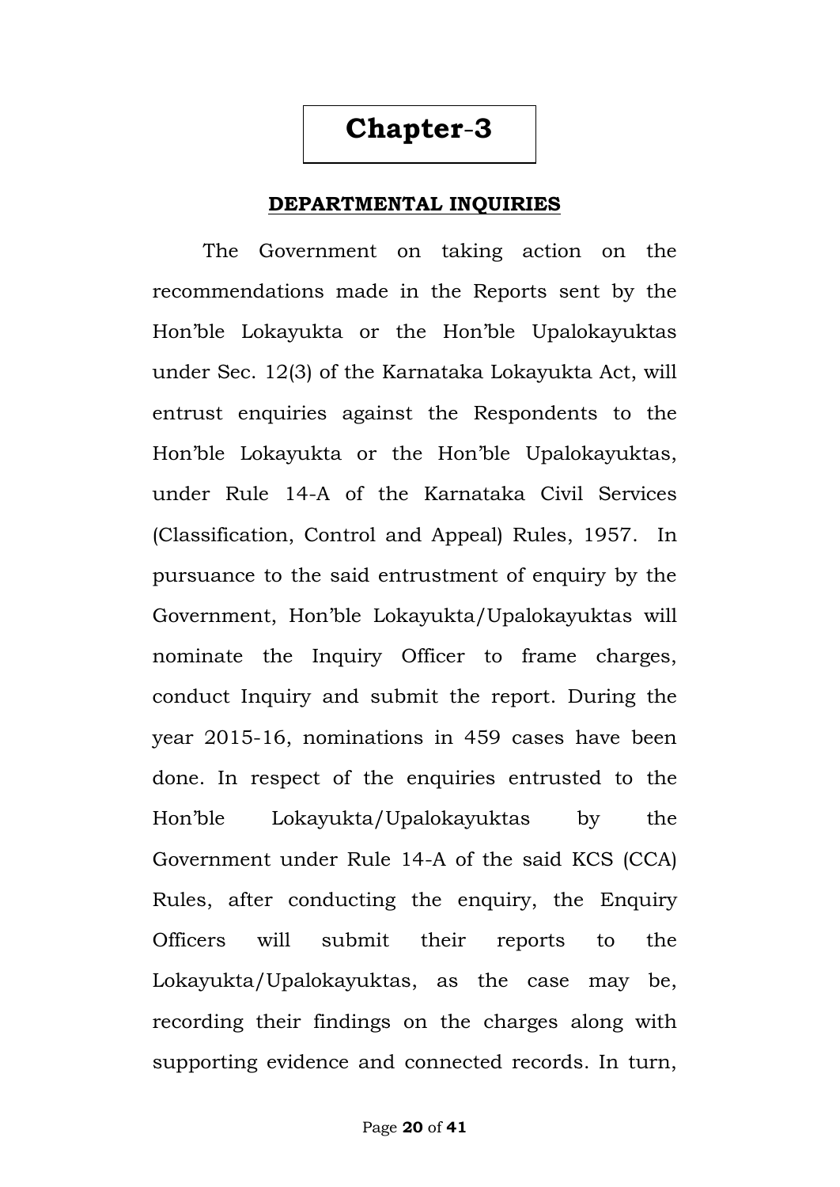# Chapter-3

## DEPARTMENTAL INQUIRIES

The Government on taking action on the recommendations made in the Reports sent by the Hon'ble Lokayukta or the Hon'ble Upalokayuktas under Sec. 12(3) of the Karnataka Lokayukta Act, will entrust enquiries against the Respondents to the Hon'ble Lokayukta or the Hon'ble Upalokayuktas, under Rule 14-A of the Karnataka Civil Services (Classification, Control and Appeal) Rules, 1957. In pursuance to the said entrustment of enquiry by the Government, Hon'ble Lokayukta/Upalokayuktas will nominate the Inquiry Officer to frame charges, conduct Inquiry and submit the report. During the year 2015-16, nominations in 459 cases have been done. In respect of the enquiries entrusted to the Hon'ble Lokayukta/Upalokayuktas by the Government under Rule 14-A of the said KCS (CCA) Rules, after conducting the enquiry, the Enquiry Officers will submit their reports to the Lokayukta/Upalokayuktas, as the case may be, recording their findings on the charges along with supporting evidence and connected records. In turn,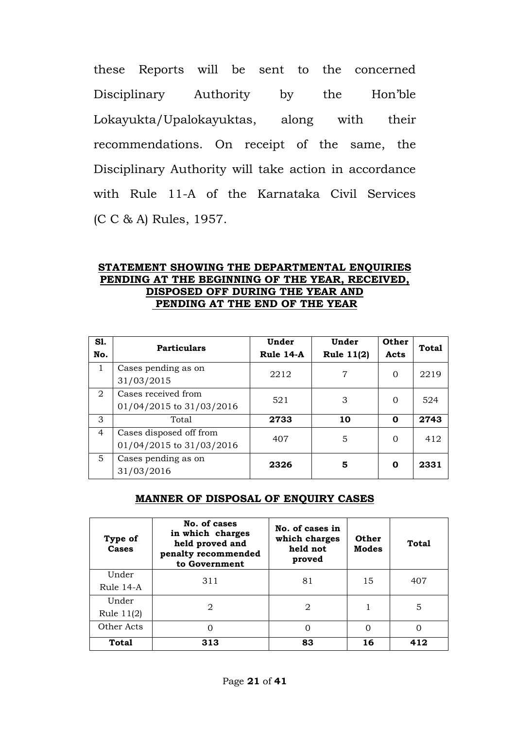these Reports will be sent to the concerned Disciplinary Authority by the Hon'ble Lokayukta/Upalokayuktas, along with their recommendations. On receipt of the same, the Disciplinary Authority will take action in accordance with Rule 11-A of the Karnataka Civil Services (C C & A) Rules, 1957.

**STATEMENT SHOWING THE DEPARTMENTAL ENQUIRIES PENDING AT THE BEGINNING OF THE YEAR, RECEIVED, DISPOSED OFF DURING THE YEAR AND PENDING AT THE END OF THE YEAR**

| Sl. No. | Particulars | Under Rule 14-A | Under Rule 11(2) | Other Acts | Total |
|---|---|---|---|---|---|
| 1 | Cases pending as on 31/03/2015 | 2212 | 7 | 0 | 2219 |
| 2 | Cases received from 01/04/2015 to 31/03/2016 | 521 | 3 | 0 | 524 |
| 3 | Total | **2733** | **10** | **0** | **2743** |
| 4 | Cases disposed off from 01/04/2015 to 31/03/2016 | 407 | 5 | 0 | 412 |
| 5 | Cases pending as on 31/03/2016 | **2326** | **5** | **0** | **2331** |

**MANNER OF DISPOSAL OF ENQUIRY CASES**

| Type of Cases | No. of cases in which charges held proved and penalty recommended to Government | No. of cases in which charges held not proved | Other Modes | Total |
|---|---|---|---|---|
| Under Rule 14-A | 311 | 81 | 15 | 407 |
| Under Rule 11(2) | 2 | 2 | 1 | 5 |
| Other Acts | 0 | 0 | 0 | 0 |
| **Total** | **313** | **83** | **16** | **412** |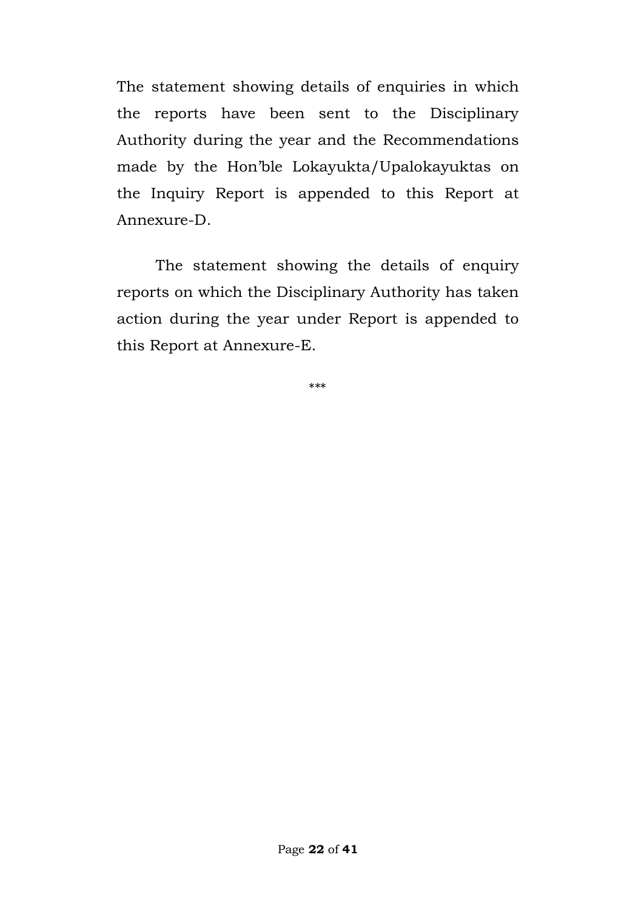The statement showing details of enquiries in which the reports have been sent to the Disciplinary Authority during the year and the Recommendations made by the Hon'ble Lokayukta/Upalokayuktas on the Inquiry Report is appended to this Report at Annexure-D.

The statement showing the details of enquiry reports on which the Disciplinary Authority has taken action during the year under Report is appended to this Report at Annexure-E.

***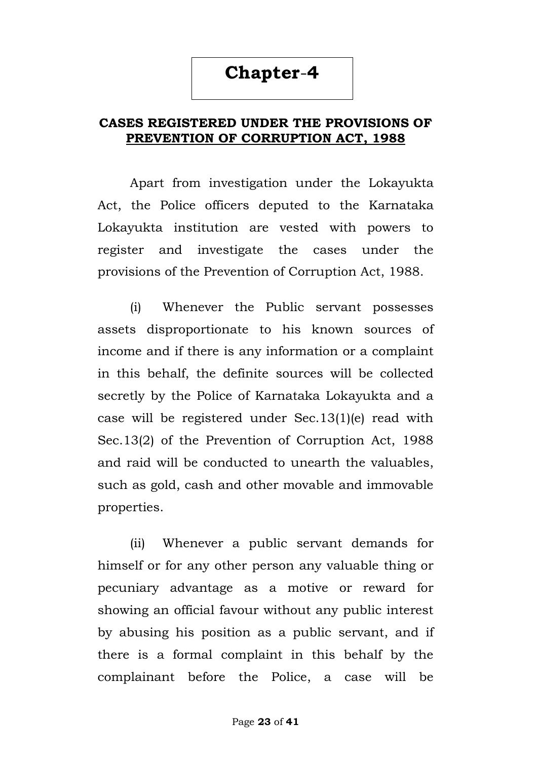# Chapter-4

## CASES REGISTERED UNDER THE PROVISIONS OF PREVENTION OF CORRUPTION ACT, 1988

Apart from investigation under the Lokayukta Act, the Police officers deputed to the Karnataka Lokayukta institution are vested with powers to register and investigate the cases under the provisions of the Prevention of Corruption Act, 1988.

(i) Whenever the Public servant possesses assets disproportionate to his known sources of income and if there is any information or a complaint in this behalf, the definite sources will be collected secretly by the Police of Karnataka Lokayukta and a case will be registered under Sec.13(1)(e) read with Sec.13(2) of the Prevention of Corruption Act, 1988 and raid will be conducted to unearth the valuables, such as gold, cash and other movable and immovable properties.

(ii) Whenever a public servant demands for himself or for any other person any valuable thing or pecuniary advantage as a motive or reward for showing an official favour without any public interest by abusing his position as a public servant, and if there is a formal complaint in this behalf by the complainant before the Police, a case will be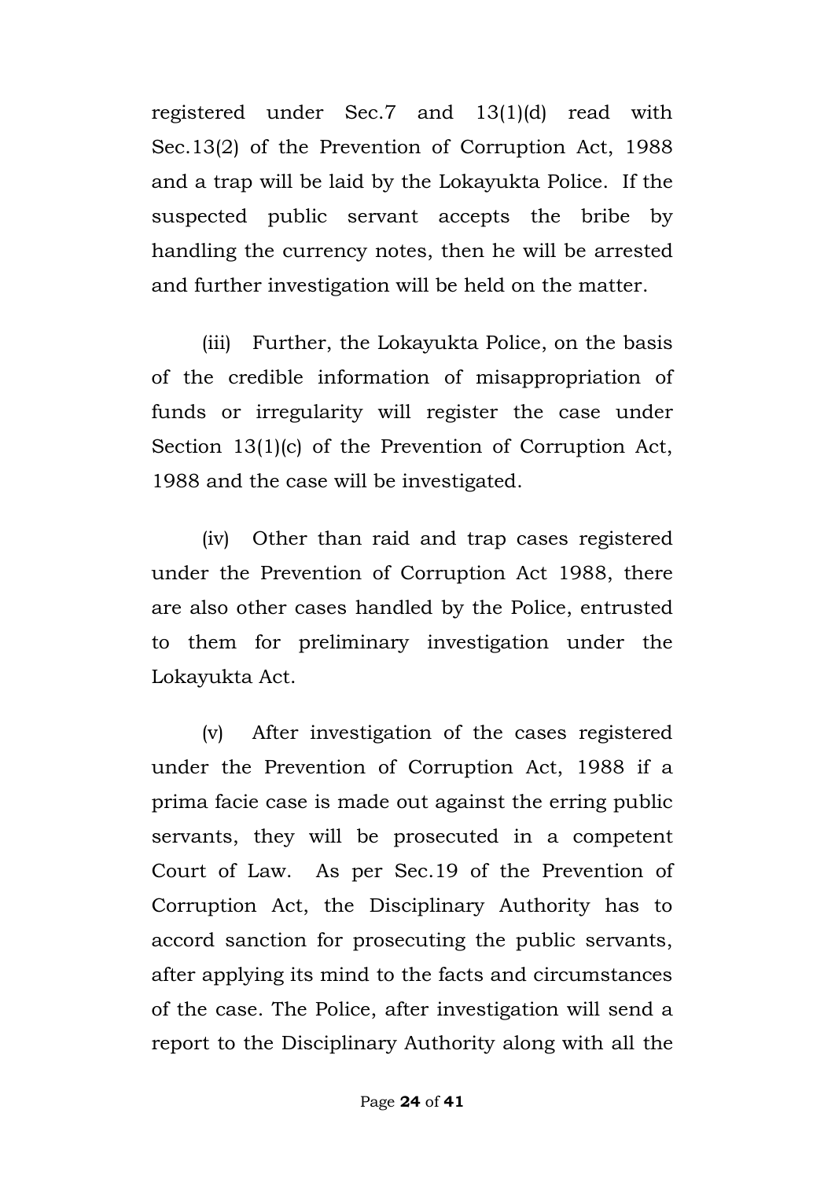registered under Sec.7 and 13(1)(d) read with Sec.13(2) of the Prevention of Corruption Act, 1988 and a trap will be laid by the Lokayukta Police. If the suspected public servant accepts the bribe by handling the currency notes, then he will be arrested and further investigation will be held on the matter.

(iii) Further, the Lokayukta Police, on the basis of the credible information of misappropriation of funds or irregularity will register the case under Section 13(1)(c) of the Prevention of Corruption Act, 1988 and the case will be investigated.

(iv) Other than raid and trap cases registered under the Prevention of Corruption Act 1988, there are also other cases handled by the Police, entrusted to them for preliminary investigation under the Lokayukta Act.

(v) After investigation of the cases registered under the Prevention of Corruption Act, 1988 if a prima facie case is made out against the erring public servants, they will be prosecuted in a competent Court of Law. As per Sec.19 of the Prevention of Corruption Act, the Disciplinary Authority has to accord sanction for prosecuting the public servants, after applying its mind to the facts and circumstances of the case. The Police, after investigation will send a report to the Disciplinary Authority along with all the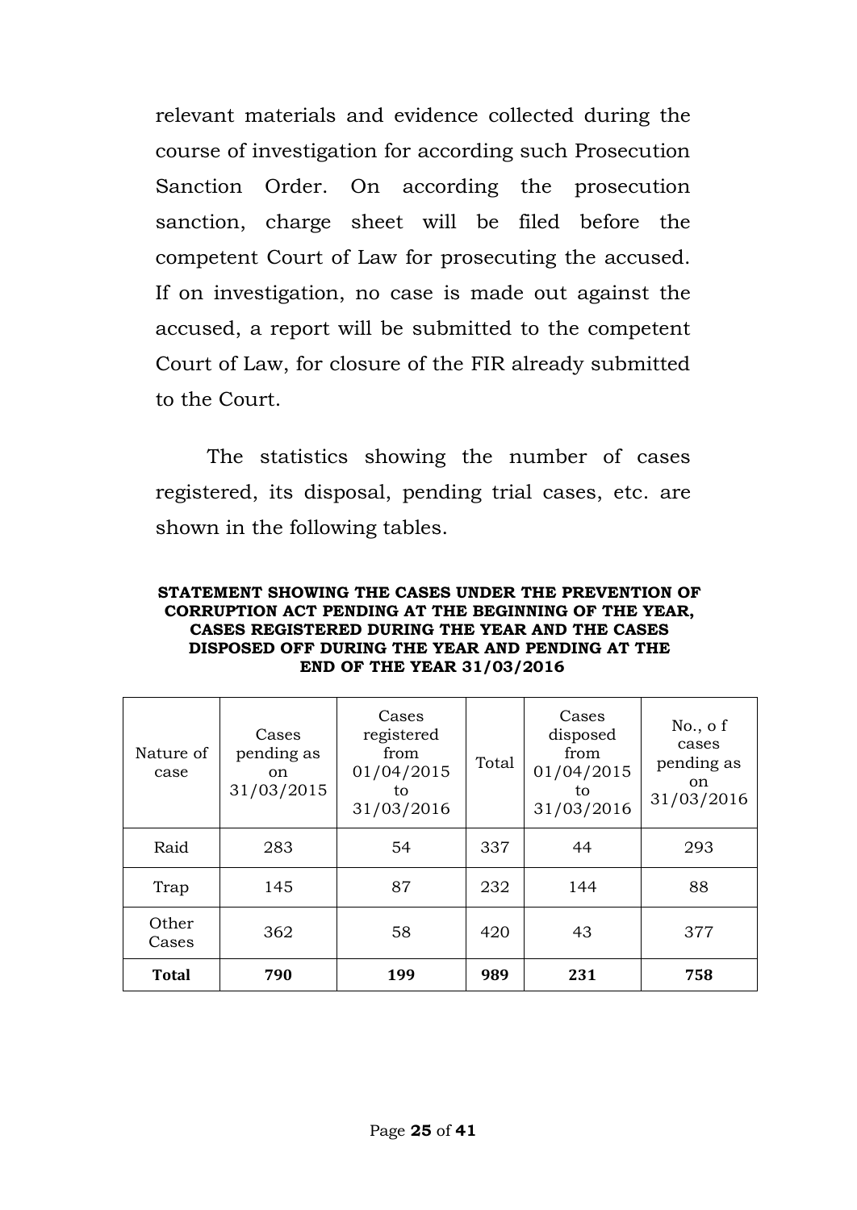relevant materials and evidence collected during the course of investigation for according such Prosecution Sanction Order. On according the prosecution sanction, charge sheet will be filed before the competent Court of Law for prosecuting the accused. If on investigation, no case is made out against the accused, a report will be submitted to the competent Court of Law, for closure of the FIR already submitted to the Court.

The statistics showing the number of cases registered, its disposal, pending trial cases, etc. are shown in the following tables.

**STATEMENT SHOWING THE CASES UNDER THE PREVENTION OF CORRUPTION ACT PENDING AT THE BEGINNING OF THE YEAR, CASES REGISTERED DURING THE YEAR AND THE CASES DISPOSED OFF DURING THE YEAR AND PENDING AT THE END OF THE YEAR 31/03/2016**

| Nature of case | Cases pending as on 31/03/2015 | Cases registered from 01/04/2015 to 31/03/2016 | Total | Cases disposed from 01/04/2015 to 31/03/2016 | No., o f cases pending as on 31/03/2016 |
|---|---|---|---|---|---|
| Raid | 283 | 54 | 337 | 44 | 293 |
| Trap | 145 | 87 | 232 | 144 | 88 |
| Other Cases | 362 | 58 | 420 | 43 | 377 |
| **Total** | **790** | **199** | **989** | **231** | **758** |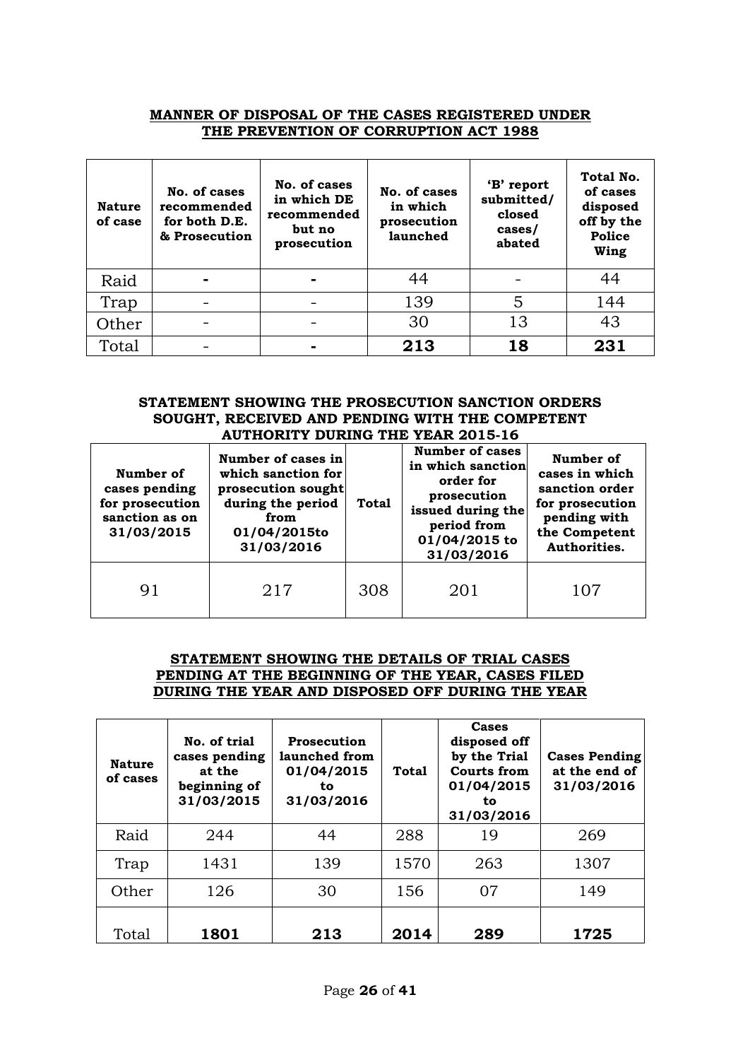## MANNER OF DISPOSAL OF THE CASES REGISTERED UNDER THE PREVENTION OF CORRUPTION ACT 1988

| Nature of case | No. of cases recommended for both D.E. & Prosecution | No. of cases in which DE recommended but no prosecution | No. of cases in which prosecution launched | 'B' report submitted/ closed cases/ abated | Total No. of cases disposed off by the Police Wing |
|---|---|---|---|---|---|
| Raid | - | - | 44 | - | 44 |
| Trap | - | - | 139 | 5 | 144 |
| Other | - | - | 30 | 13 | 43 |
| Total | - | - | **213** | **18** | **231** |

### STATEMENT SHOWING THE PROSECUTION SANCTION ORDERS SOUGHT, RECEIVED AND PENDING WITH THE COMPETENT AUTHORITY DURING THE YEAR 2015-16

| Number of cases pending for prosecution sanction as on 31/03/2015 | Number of cases in which sanction for prosecution sought during the period from 01/04/2015to 31/03/2016 | Total | Number of cases in which sanction order for prosecution issued during the period from 01/04/2015 to 31/03/2016 | Number of cases in which sanction order for prosecution pending with the Competent Authorities. |
|---|---|---|---|---|
| 91 | 217 | 308 | 201 | 107 |

## STATEMENT SHOWING THE DETAILS OF TRIAL CASES PENDING AT THE BEGINNING OF THE YEAR, CASES FILED DURING THE YEAR AND DISPOSED OFF DURING THE YEAR

| Nature of cases | No. of trial cases pending at the beginning of 31/03/2015 | Prosecution launched from 01/04/2015 to 31/03/2016 | Total | Cases disposed off by the Trial Courts from 01/04/2015 to 31/03/2016 | Cases Pending at the end of 31/03/2016 |
|---|---|---|---|---|---|
| Raid | 244 | 44 | 288 | 19 | 269 |
| Trap | 1431 | 139 | 1570 | 263 | 1307 |
| Other | 126 | 30 | 156 | 07 | 149 |
| Total | **1801** | **213** | **2014** | **289** | **1725** |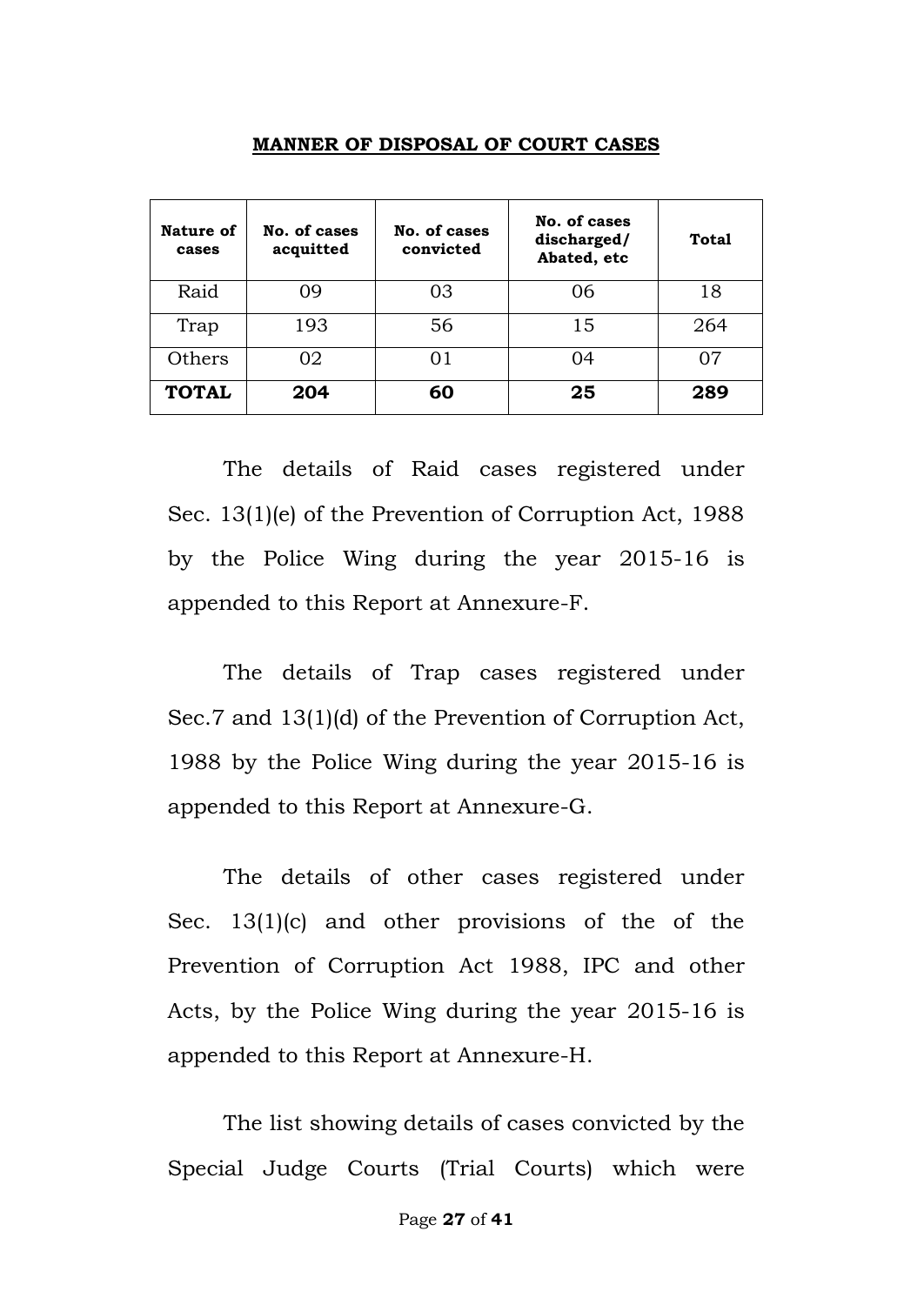**MANNER OF DISPOSAL OF COURT CASES**

| Nature of cases | No. of cases acquitted | No. of cases convicted | No. of cases discharged/ Abated, etc | Total |
|---|---|---|---|---|
| Raid | 09 | 03 | 06 | 18 |
| Trap | 193 | 56 | 15 | 264 |
| Others | 02 | 01 | 04 | 07 |
| **TOTAL** | **204** | **60** | **25** | **289** |

The details of Raid cases registered under Sec. 13(1)(e) of the Prevention of Corruption Act, 1988 by the Police Wing during the year 2015-16 is appended to this Report at Annexure-F.

The details of Trap cases registered under Sec.7 and 13(1)(d) of the Prevention of Corruption Act, 1988 by the Police Wing during the year 2015-16 is appended to this Report at Annexure-G.

The details of other cases registered under Sec. 13(1)(c) and other provisions of the of the Prevention of Corruption Act 1988, IPC and other Acts, by the Police Wing during the year 2015-16 is appended to this Report at Annexure-H.

The list showing details of cases convicted by the Special Judge Courts (Trial Courts) which were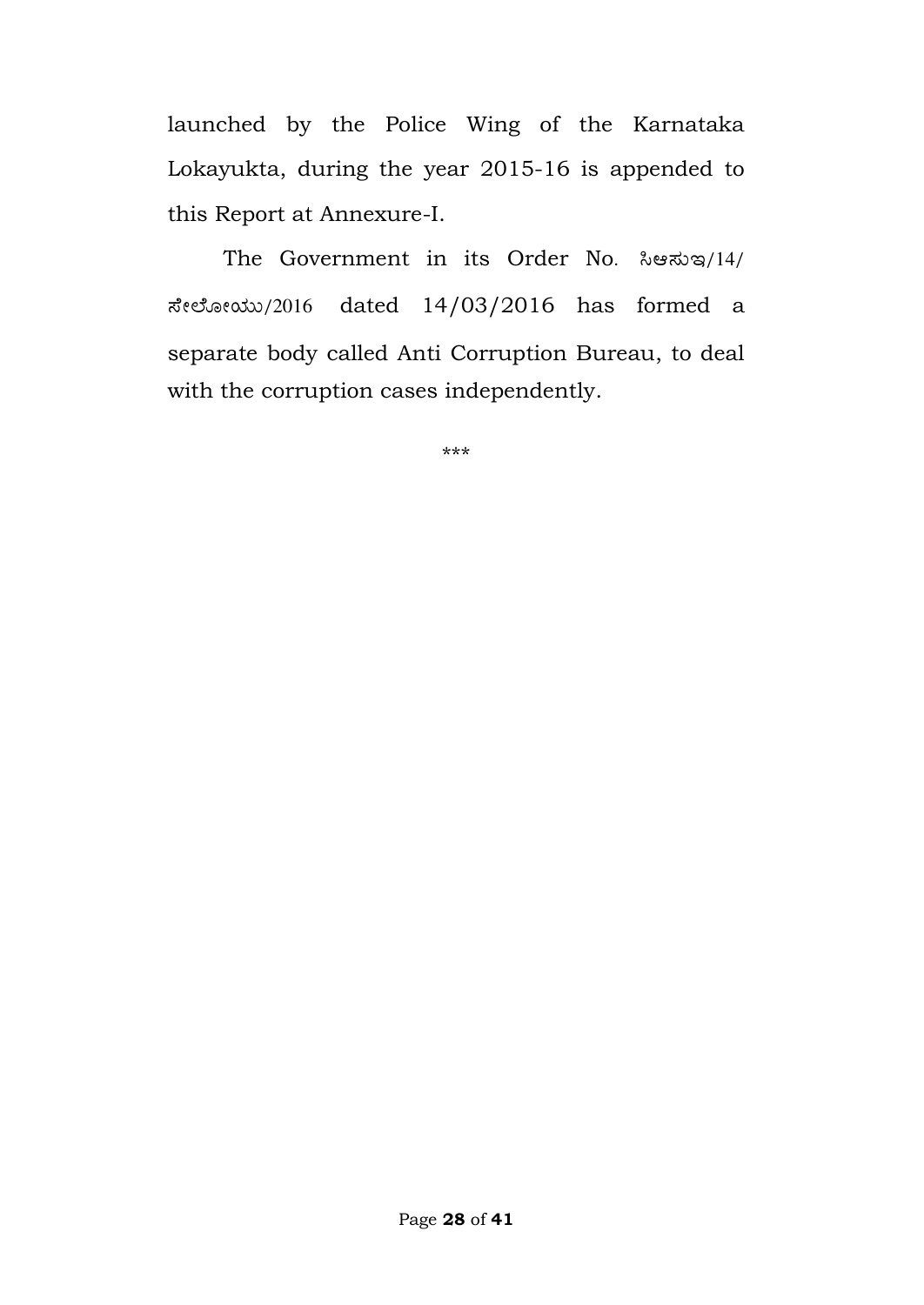launched by the Police Wing of the Karnataka Lokayukta, during the year 2015-16 is appended to this Report at Annexure-I.

The Government in its Order No. ಸಿಆಸುಇ/14/ ಸೇಲೋಯು/2016 dated 14/03/2016 has formed a separate body called Anti Corruption Bureau, to deal with the corruption cases independently.

***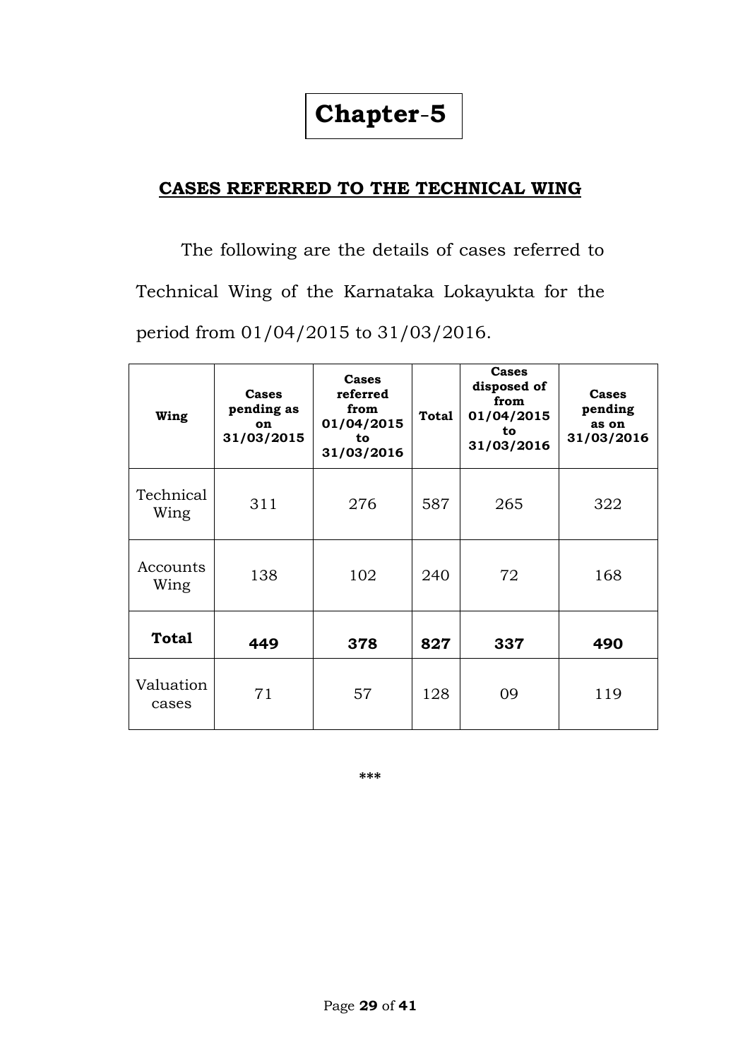# Chapter-5

## CASES REFERRED TO THE TECHNICAL WING

The following are the details of cases referred to Technical Wing of the Karnataka Lokayukta for the period from 01/04/2015 to 31/03/2016.

| Wing | Cases pending as on 31/03/2015 | Cases referred from 01/04/2015 to 31/03/2016 | Total | Cases disposed of from 01/04/2015 to 31/03/2016 | Cases pending as on 31/03/2016 |
|---|---|---|---|---|---|
| Technical Wing | 311 | 276 | 587 | 265 | 322 |
| Accounts Wing | 138 | 102 | 240 | 72 | 168 |
| **Total** | **449** | **378** | **827** | **337** | **490** |
| Valuation cases | 71 | 57 | 128 | 09 | 119 |

***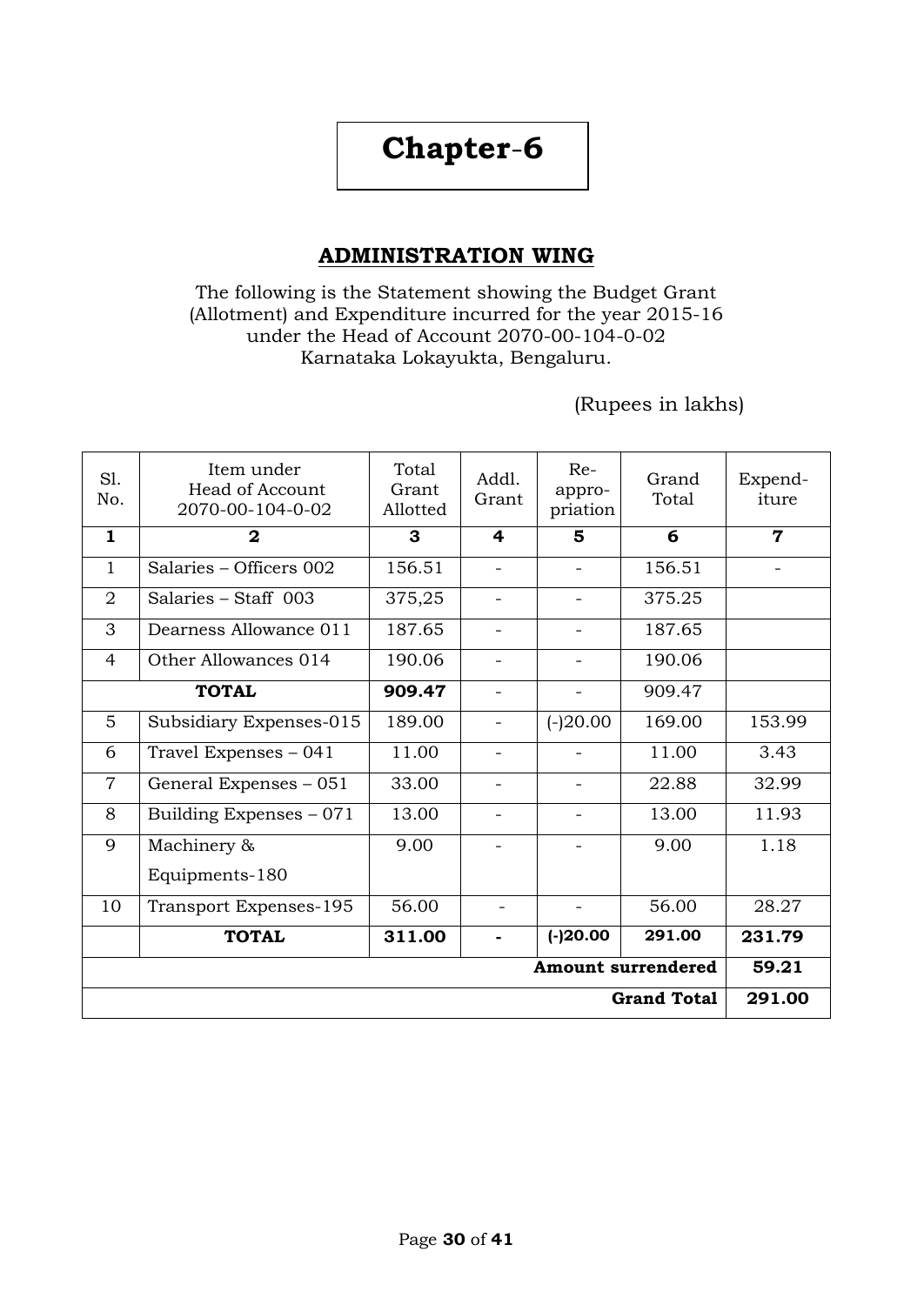# Chapter-6

## ADMINISTRATION WING

The following is the Statement showing the Budget Grant (Allotment) and Expenditure incurred for the year 2015-16 under the Head of Account 2070-00-104-0-02 Karnataka Lokayukta, Bengaluru.

(Rupees in lakhs)

| Sl. No. | Item under Head of Account 2070-00-104-0-02 | Total Grant Allotted | Addl. Grant | Re-appro-priation | Grand Total | Expend-iture |
|---|---|---|---|---|---|---|
| **1** | **2** | **3** | **4** | **5** | **6** | **7** |
| 1 | Salaries – Officers 002 | 156.51 | - | - | 156.51 | - |
| 2 | Salaries – Staff 003 | 375,25 | - | - | 375.25 | |
| 3 | Dearness Allowance 011 | 187.65 | - | - | 187.65 | |
| 4 | Other Allowances 014 | 190.06 | - | - | 190.06 | |
| | **TOTAL** | **909.47** | - | - | 909.47 | |
| 5 | Subsidiary Expenses-015 | 189.00 | - | (-)20.00 | 169.00 | 153.99 |
| 6 | Travel Expenses – 041 | 11.00 | - | - | 11.00 | 3.43 |
| 7 | General Expenses – 051 | 33.00 | - | - | 22.88 | 32.99 |
| 8 | Building Expenses – 071 | 13.00 | - | - | 13.00 | 11.93 |
| 9 | Machinery & Equipments-180 | 9.00 | - | - | 9.00 | 1.18 |
| 10 | Transport Expenses-195 | 56.00 | - | - | 56.00 | 28.27 |
| | **TOTAL** | **311.00** | **-** | **(-)20.00** | **291.00** | **231.79** |
| | | | | | **Amount surrendered** | **59.21** |
| | | | | | **Grand Total** | **291.00** |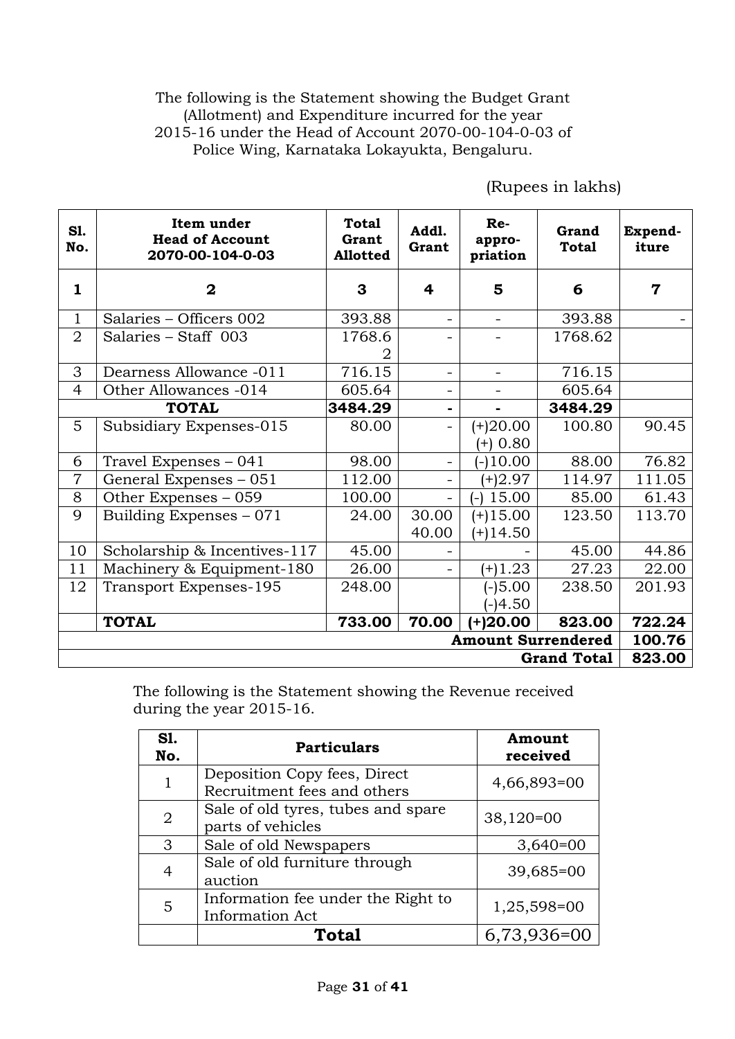The following is the Statement showing the Budget Grant (Allotment) and Expenditure incurred for the year 2015-16 under the Head of Account 2070-00-104-0-03 of Police Wing, Karnataka Lokayukta, Bengaluru.

(Rupees in lakhs)

| Sl. No. | Item under Head of Account 2070-00-104-0-03 | Total Grant Allotted | Addl. Grant | Re-appro-priation | Grand Total | Expend-iture |
|---|---|---|---|---|---|---|
| 1 | 2 | 3 | 4 | 5 | 6 | 7 |
| 1 | Salaries – Officers 002 | 393.88 | - | - | 393.88 | - |
| 2 | Salaries – Staff 003 | 1768.62 | - | - | 1768.62 | |
| 3 | Dearness Allowance -011 | 716.15 | - | - | 716.15 | |
| 4 | Other Allowances -014 | 605.64 | - | - | 605.64 | |
| | **TOTAL** | **3484.29** | **-** | **-** | **3484.29** | |
| 5 | Subsidiary Expenses-015 | 80.00 | - | (+)20.00 (+) 0.80 | 100.80 | 90.45 |
| 6 | Travel Expenses – 041 | 98.00 | - | (-)10.00 | 88.00 | 76.82 |
| 7 | General Expenses – 051 | 112.00 | - | (+)2.97 | 114.97 | 111.05 |
| 8 | Other Expenses – 059 | 100.00 | - | (-) 15.00 | 85.00 | 61.43 |
| 9 | Building Expenses – 071 | 24.00 | 30.00 40.00 | (+)15.00 (+)14.50 | 123.50 | 113.70 |
| 10 | Scholarship & Incentives-117 | 45.00 | - | - | 45.00 | 44.86 |
| 11 | Machinery & Equipment-180 | 26.00 | - | (+)1.23 | 27.23 | 22.00 |
| 12 | Transport Expenses-195 | 248.00 | | (-)5.00 (-)4.50 | 238.50 | 201.93 |
| | **TOTAL** | **733.00** | **70.00** | **(+)20.00** | **823.00** | **722.24** |
| | | | | | **Amount Surrendered** | **100.76** |
| | | | | | **Grand Total** | **823.00** |

The following is the Statement showing the Revenue received during the year 2015-16.

| Sl. No. | Particulars | Amount received |
|---|---|---|
| 1 | Deposition Copy fees, Direct Recruitment fees and others | 4,66,893=00 |
| 2 | Sale of old tyres, tubes and spare parts of vehicles | 38,120=00 |
| 3 | Sale of old Newspapers | 3,640=00 |
| 4 | Sale of old furniture through auction | 39,685=00 |
| 5 | Information fee under the Right to Information Act | 1,25,598=00 |
| | **Total** | 6,73,936=00 |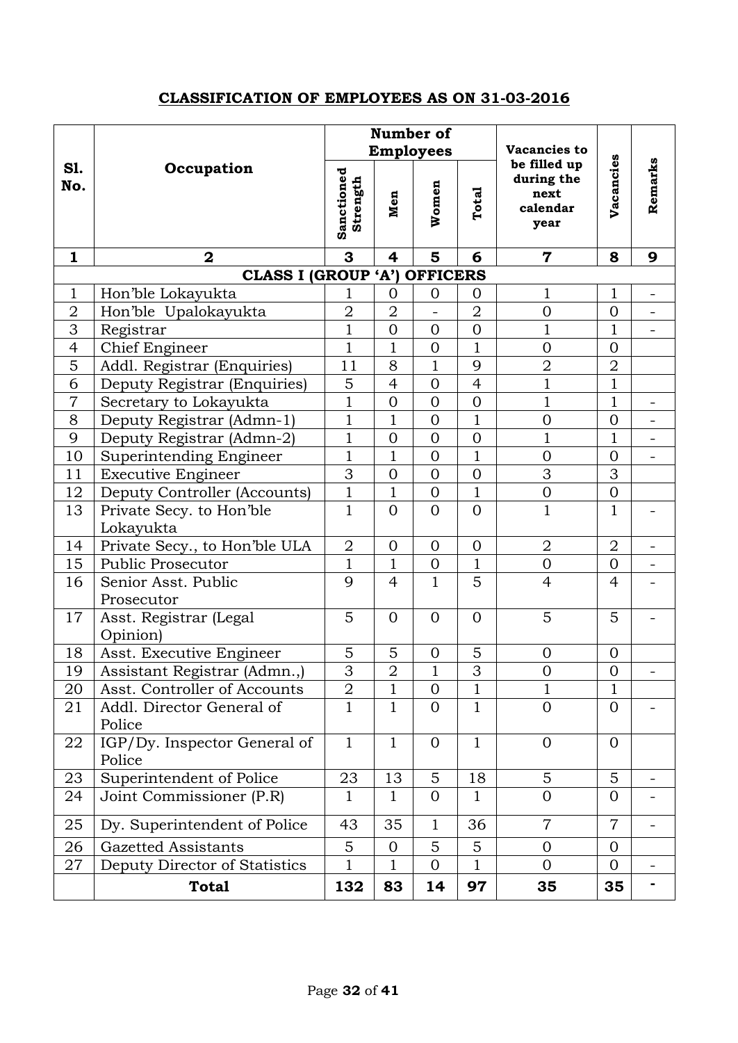**CLASSIFICATION OF EMPLOYEES AS ON 31-03-2016**

| Sl. No. | Occupation | Number of Employees | | | | Vacancies to be filled up during the next calendar year | Vacancies | Remarks |
|---|---|---|---|---|---|---|---|---|
| | | Sanctioned Strength | Men | Women | Total | | | |
| **1** | **2** | **3** | **4** | **5** | **6** | **7** | **8** | **9** |
| | **CLASS I (GROUP 'A') OFFICERS** | | | | | | | |
| 1 | Hon'ble Lokayukta | 1 | 0 | 0 | 0 | 1 | 1 | - |
| 2 | Hon'ble Upalokayukta | 2 | 2 | - | 2 | 0 | 0 | - |
| 3 | Registrar | 1 | 0 | 0 | 0 | 1 | 1 | - |
| 4 | Chief Engineer | 1 | 1 | 0 | 1 | 0 | 0 | |
| 5 | Addl. Registrar (Enquiries) | 11 | 8 | 1 | 9 | 2 | 2 | |
| 6 | Deputy Registrar (Enquiries) | 5 | 4 | 0 | 4 | 1 | 1 | |
| 7 | Secretary to Lokayukta | 1 | 0 | 0 | 0 | 1 | 1 | - |
| 8 | Deputy Registrar (Admn-1) | 1 | 1 | 0 | 1 | 0 | 0 | - |
| 9 | Deputy Registrar (Admn-2) | 1 | 0 | 0 | 0 | 1 | 1 | - |
| 10 | Superintending Engineer | 1 | 1 | 0 | 1 | 0 | 0 | - |
| 11 | Executive Engineer | 3 | 0 | 0 | 0 | 3 | 3 | |
| 12 | Deputy Controller (Accounts) | 1 | 1 | 0 | 1 | 0 | 0 | |
| 13 | Private Secy. to Hon'ble Lokayukta | 1 | 0 | 0 | 0 | 1 | 1 | - |
| 14 | Private Secy., to Hon'ble ULA | 2 | 0 | 0 | 0 | 2 | 2 | - |
| 15 | Public Prosecutor | 1 | 1 | 0 | 1 | 0 | 0 | - |
| 16 | Senior Asst. Public Prosecutor | 9 | 4 | 1 | 5 | 4 | 4 | - |
| 17 | Asst. Registrar (Legal Opinion) | 5 | 0 | 0 | 0 | 5 | 5 | - |
| 18 | Asst. Executive Engineer | 5 | 5 | 0 | 5 | 0 | 0 | |
| 19 | Assistant Registrar (Admn.,) | 3 | 2 | 1 | 3 | 0 | 0 | - |
| 20 | Asst. Controller of Accounts | 2 | 1 | 0 | 1 | 1 | 1 | |
| 21 | Addl. Director General of Police | 1 | 1 | 0 | 1 | 0 | 0 | - |
| 22 | IGP/Dy. Inspector General of Police | 1 | 1 | 0 | 1 | 0 | 0 | |
| 23 | Superintendent of Police | 23 | 13 | 5 | 18 | 5 | 5 | - |
| 24 | Joint Commissioner (P.R) | 1 | 1 | 0 | 1 | 0 | 0 | - |
| 25 | Dy. Superintendent of Police | 43 | 35 | 1 | 36 | 7 | 7 | - |
| 26 | Gazetted Assistants | 5 | 0 | 5 | 5 | 0 | 0 | |
| 27 | Deputy Director of Statistics | 1 | 1 | 0 | 1 | 0 | 0 | - |
| | **Total** | **132** | **83** | **14** | **97** | **35** | **35** | **-** |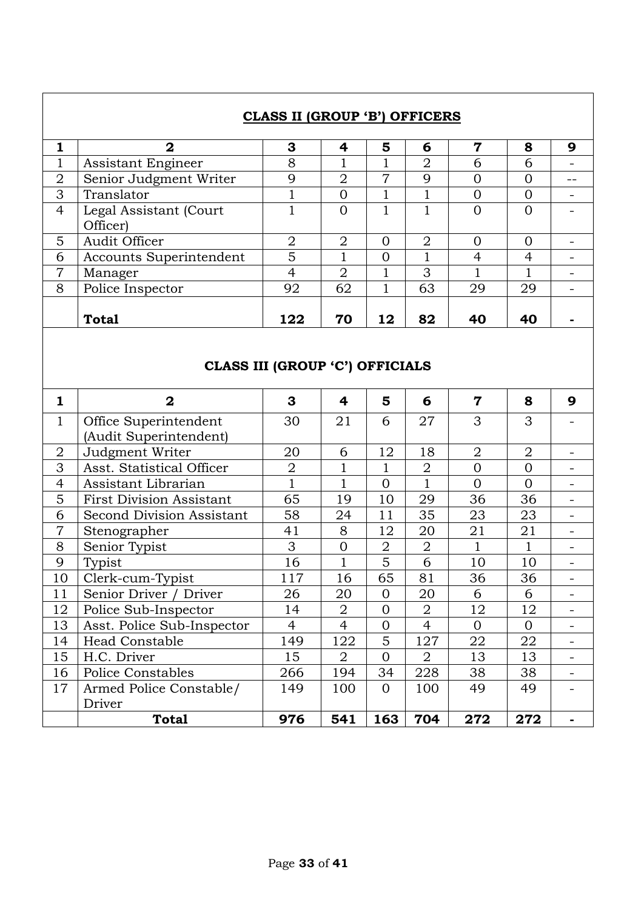## CLASS II (GROUP 'B') OFFICERS

| 1 | 2 | 3 | 4 | 5 | 6 | 7 | 8 | 9 |
|---|---|---|---|---|---|---|---|---|
| 1 | Assistant Engineer | 8 | 1 | 1 | 2 | 6 | 6 | - |
| 2 | Senior Judgment Writer | 9 | 2 | 7 | 9 | 0 | 0 | -- |
| 3 | Translator | 1 | 0 | 1 | 1 | 0 | 0 | - |
| 4 | Legal Assistant (Court Officer) | 1 | 0 | 1 | 1 | 0 | 0 | - |
| 5 | Audit Officer | 2 | 2 | 0 | 2 | 0 | 0 | - |
| 6 | Accounts Superintendent | 5 | 1 | 0 | 1 | 4 | 4 | - |
| 7 | Manager | 4 | 2 | 1 | 3 | 1 | 1 | - |
| 8 | Police Inspector | 92 | 62 | 1 | 63 | 29 | 29 | - |
| | **Total** | **122** | **70** | **12** | **82** | **40** | **40** | **-** |

## CLASS III (GROUP 'C') OFFICIALS

| 1 | 2 | 3 | 4 | 5 | 6 | 7 | 8 | 9 |
|---|---|---|---|---|---|---|---|---|
| 1 | Office Superintendent (Audit Superintendent) | 30 | 21 | 6 | 27 | 3 | 3 | - |
| 2 | Judgment Writer | 20 | 6 | 12 | 18 | 2 | 2 | - |
| 3 | Asst. Statistical Officer | 2 | 1 | 1 | 2 | 0 | 0 | - |
| 4 | Assistant Librarian | 1 | 1 | 0 | 1 | 0 | 0 | - |
| 5 | First Division Assistant | 65 | 19 | 10 | 29 | 36 | 36 | - |
| 6 | Second Division Assistant | 58 | 24 | 11 | 35 | 23 | 23 | - |
| 7 | Stenographer | 41 | 8 | 12 | 20 | 21 | 21 | - |
| 8 | Senior Typist | 3 | 0 | 2 | 2 | 1 | 1 | - |
| 9 | Typist | 16 | 1 | 5 | 6 | 10 | 10 | - |
| 10 | Clerk-cum-Typist | 117 | 16 | 65 | 81 | 36 | 36 | - |
| 11 | Senior Driver / Driver | 26 | 20 | 0 | 20 | 6 | 6 | - |
| 12 | Police Sub-Inspector | 14 | 2 | 0 | 2 | 12 | 12 | - |
| 13 | Asst. Police Sub-Inspector | 4 | 4 | 0 | 4 | 0 | 0 | - |
| 14 | Head Constable | 149 | 122 | 5 | 127 | 22 | 22 | - |
| 15 | H.C. Driver | 15 | 2 | 0 | 2 | 13 | 13 | - |
| 16 | Police Constables | 266 | 194 | 34 | 228 | 38 | 38 | - |
| 17 | Armed Police Constable/ Driver | 149 | 100 | 0 | 100 | 49 | 49 | - |
| | **Total** | **976** | **541** | **163** | **704** | **272** | **272** | **-** |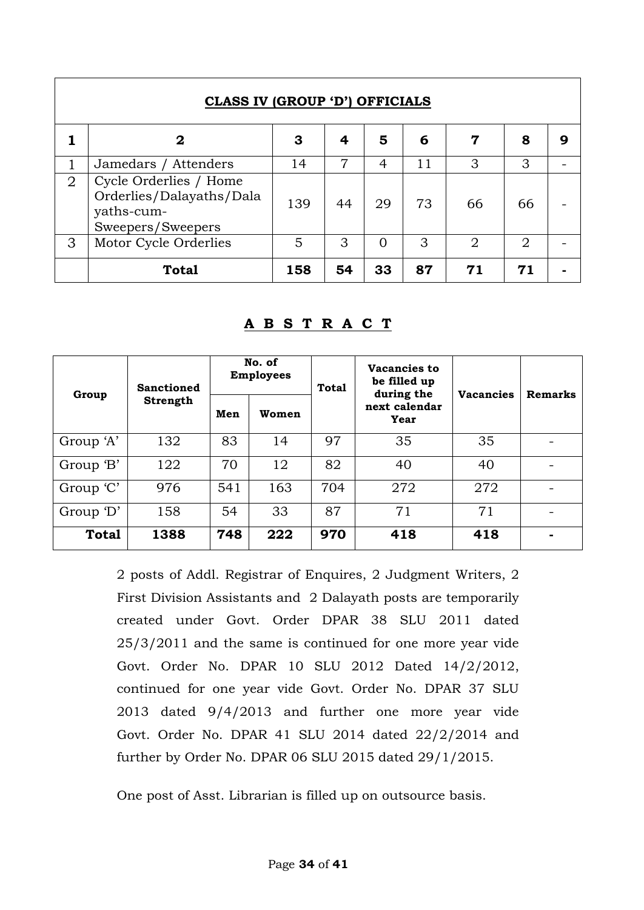| **CLASS IV (GROUP 'D') OFFICIALS** | | | | | | | | |
|---|---|---|---|---|---|---|---|---|
| **1** | **2** | **3** | **4** | **5** | **6** | **7** | **8** | **9** |
| 1 | Jamedars / Attenders | 14 | 7 | 4 | 11 | 3 | 3 | - |
| 2 | Cycle Orderlies / Home Orderlies/Dalayaths/Dalayaths-cum-Sweepers/Sweepers | 139 | 44 | 29 | 73 | 66 | 66 | - |
| 3 | Motor Cycle Orderlies | 5 | 3 | 0 | 3 | 2 | 2 | - |
| | **Total** | **158** | **54** | **33** | **87** | **71** | **71** | **-** |

## A B S T R A C T

| Group | Sanctioned Strength | No. of Employees | | Total | Vacancies to be filled up during the next calendar Year | Vacancies | Remarks |
|---|---|---|---|---|---|---|---|
| | | Men | Women | | | | |
| Group 'A' | 132 | 83 | 14 | 97 | 35 | 35 | - |
| Group 'B' | 122 | 70 | 12 | 82 | 40 | 40 | - |
| Group 'C' | 976 | 541 | 163 | 704 | 272 | 272 | - |
| Group 'D' | 158 | 54 | 33 | 87 | 71 | 71 | - |
| **Total** | **1388** | **748** | **222** | **970** | **418** | **418** | **-** |

2 posts of Addl. Registrar of Enquires, 2 Judgment Writers, 2 First Division Assistants and 2 Dalayath posts are temporarily created under Govt. Order DPAR 38 SLU 2011 dated 25/3/2011 and the same is continued for one more year vide Govt. Order No. DPAR 10 SLU 2012 Dated 14/2/2012, continued for one year vide Govt. Order No. DPAR 37 SLU 2013 dated 9/4/2013 and further one more year vide Govt. Order No. DPAR 41 SLU 2014 dated 22/2/2014 and further by Order No. DPAR 06 SLU 2015 dated 29/1/2015.

One post of Asst. Librarian is filled up on outsource basis.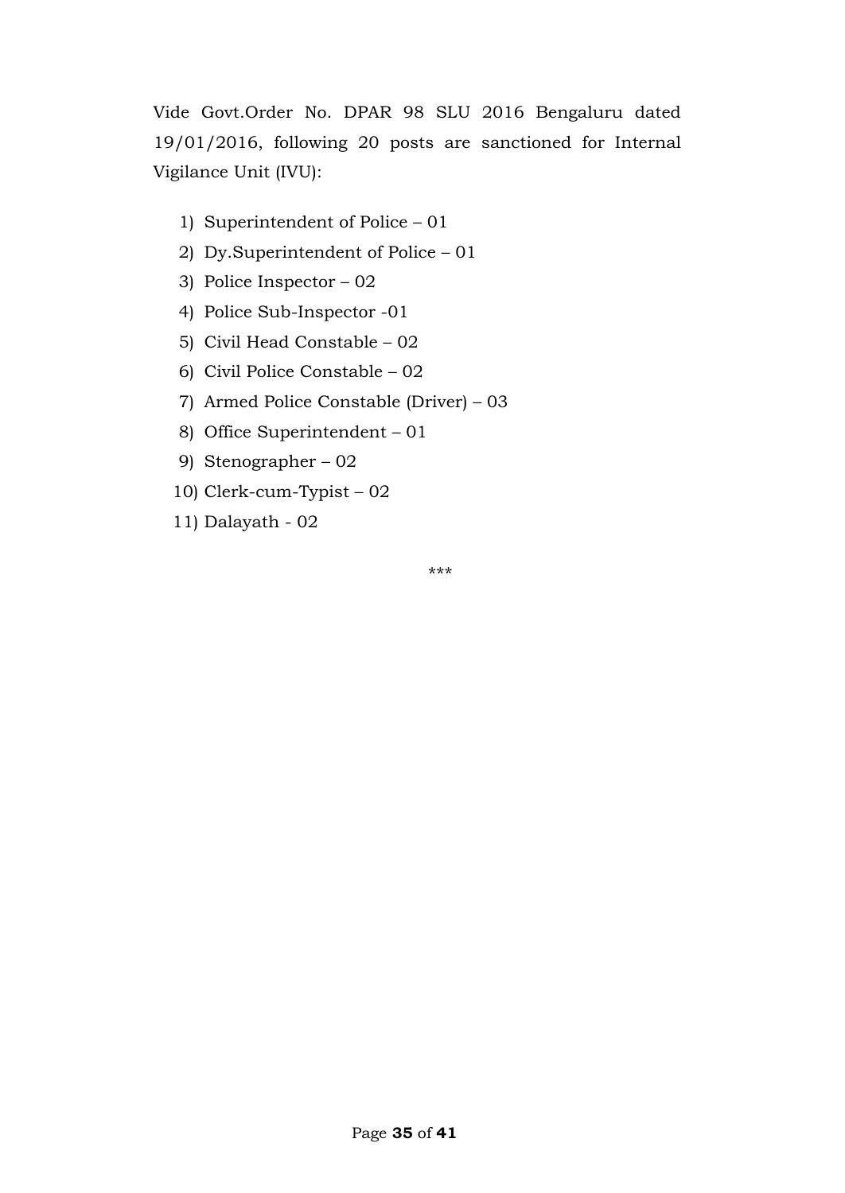Vide Govt.Order No. DPAR 98 SLU 2016 Bengaluru dated 19/01/2016, following 20 posts are sanctioned for Internal Vigilance Unit (IVU):

1) Superintendent of Police – 01
2) Dy.Superintendent of Police – 01
3) Police Inspector – 02
4) Police Sub-Inspector -01
5) Civil Head Constable – 02
6) Civil Police Constable – 02
7) Armed Police Constable (Driver) – 03
8) Office Superintendent – 01
9) Stenographer – 02
10) Clerk-cum-Typist – 02
11) Dalayath - 02

***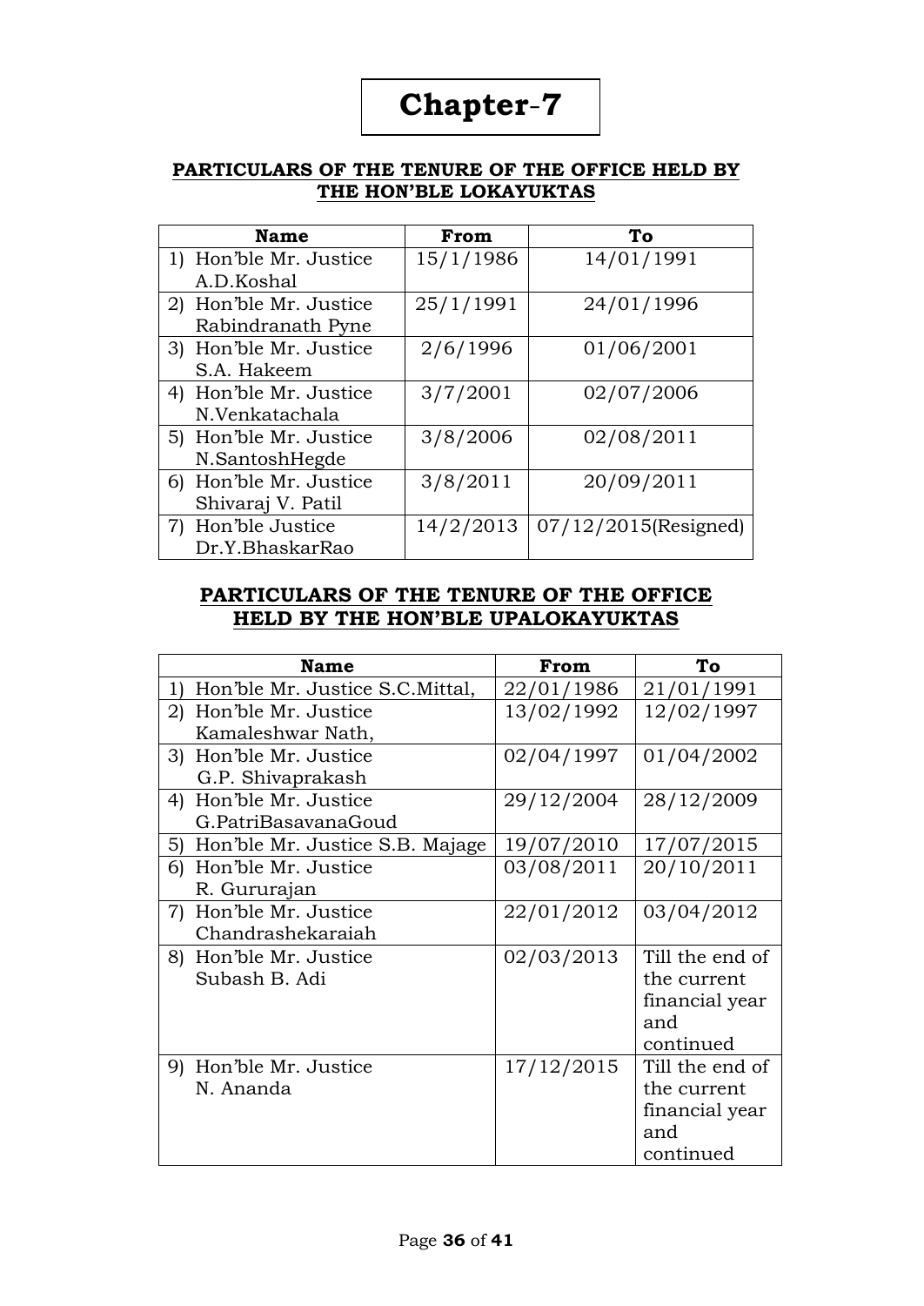# Chapter-7

## PARTICULARS OF THE TENURE OF THE OFFICE HELD BY THE HON'BLE LOKAYUKTAS

| Name | From | To |
|---|---|---|
| 1) Hon'ble Mr. Justice A.D.Koshal | 15/1/1986 | 14/01/1991 |
| 2) Hon'ble Mr. Justice Rabindranath Pyne | 25/1/1991 | 24/01/1996 |
| 3) Hon'ble Mr. Justice S.A. Hakeem | 2/6/1996 | 01/06/2001 |
| 4) Hon'ble Mr. Justice N.Venkatachala | 3/7/2001 | 02/07/2006 |
| 5) Hon'ble Mr. Justice N.SantoshHegde | 3/8/2006 | 02/08/2011 |
| 6) Hon'ble Mr. Justice Shivaraj V. Patil | 3/8/2011 | 20/09/2011 |
| 7) Hon'ble Justice Dr.Y.BhaskarRao | 14/2/2013 | 07/12/2015(Resigned) |

## PARTICULARS OF THE TENURE OF THE OFFICE HELD BY THE HON'BLE UPALOKAYUKTAS

| Name | From | To |
|---|---|---|
| 1) Hon'ble Mr. Justice S.C.Mittal, | 22/01/1986 | 21/01/1991 |
| 2) Hon'ble Mr. Justice Kamaleshwar Nath, | 13/02/1992 | 12/02/1997 |
| 3) Hon'ble Mr. Justice G.P. Shivaprakash | 02/04/1997 | 01/04/2002 |
| 4) Hon'ble Mr. Justice G.PatriBasavanaGoud | 29/12/2004 | 28/12/2009 |
| 5) Hon'ble Mr. Justice S.B. Majage | 19/07/2010 | 17/07/2015 |
| 6) Hon'ble Mr. Justice R. Gururajan | 03/08/2011 | 20/10/2011 |
| 7) Hon'ble Mr. Justice Chandrashekaraiah | 22/01/2012 | 03/04/2012 |
| 8) Hon'ble Mr. Justice Subash B. Adi | 02/03/2013 | Till the end of the current financial year and continued |
| 9) Hon'ble Mr. Justice N. Ananda | 17/12/2015 | Till the end of the current financial year and continued |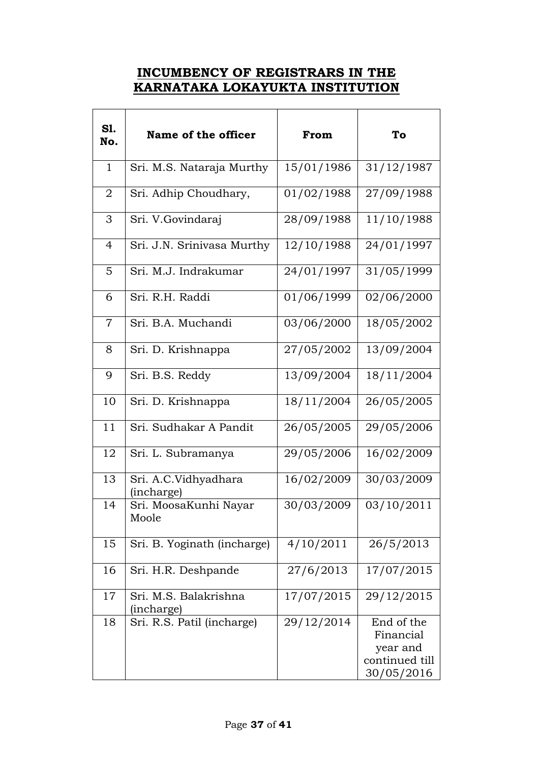## INCUMBENCY OF REGISTRARS IN THE KARNATAKA LOKAYUKTA INSTITUTION

| Sl. No. | Name of the officer | From | To |
|---|---|---|---|
| 1 | Sri. M.S. Nataraja Murthy | 15/01/1986 | 31/12/1987 |
| 2 | Sri. Adhip Choudhary, | 01/02/1988 | 27/09/1988 |
| 3 | Sri. V.Govindaraj | 28/09/1988 | 11/10/1988 |
| 4 | Sri. J.N. Srinivasa Murthy | 12/10/1988 | 24/01/1997 |
| 5 | Sri. M.J. Indrakumar | 24/01/1997 | 31/05/1999 |
| 6 | Sri. R.H. Raddi | 01/06/1999 | 02/06/2000 |
| 7 | Sri. B.A. Muchandi | 03/06/2000 | 18/05/2002 |
| 8 | Sri. D. Krishnappa | 27/05/2002 | 13/09/2004 |
| 9 | Sri. B.S. Reddy | 13/09/2004 | 18/11/2004 |
| 10 | Sri. D. Krishnappa | 18/11/2004 | 26/05/2005 |
| 11 | Sri. Sudhakar A Pandit | 26/05/2005 | 29/05/2006 |
| 12 | Sri. L. Subramanya | 29/05/2006 | 16/02/2009 |
| 13 | Sri. A.C.Vidhyadhara (incharge) | 16/02/2009 | 30/03/2009 |
| 14 | Sri. MoosaKunhi Nayar Moole | 30/03/2009 | 03/10/2011 |
| 15 | Sri. B. Yoginath (incharge) | 4/10/2011 | 26/5/2013 |
| 16 | Sri. H.R. Deshpande | 27/6/2013 | 17/07/2015 |
| 17 | Sri. M.S. Balakrishna (incharge) | 17/07/2015 | 29/12/2015 |
| 18 | Sri. R.S. Patil (incharge) | 29/12/2014 | End of the Financial year and continued till 30/05/2016 |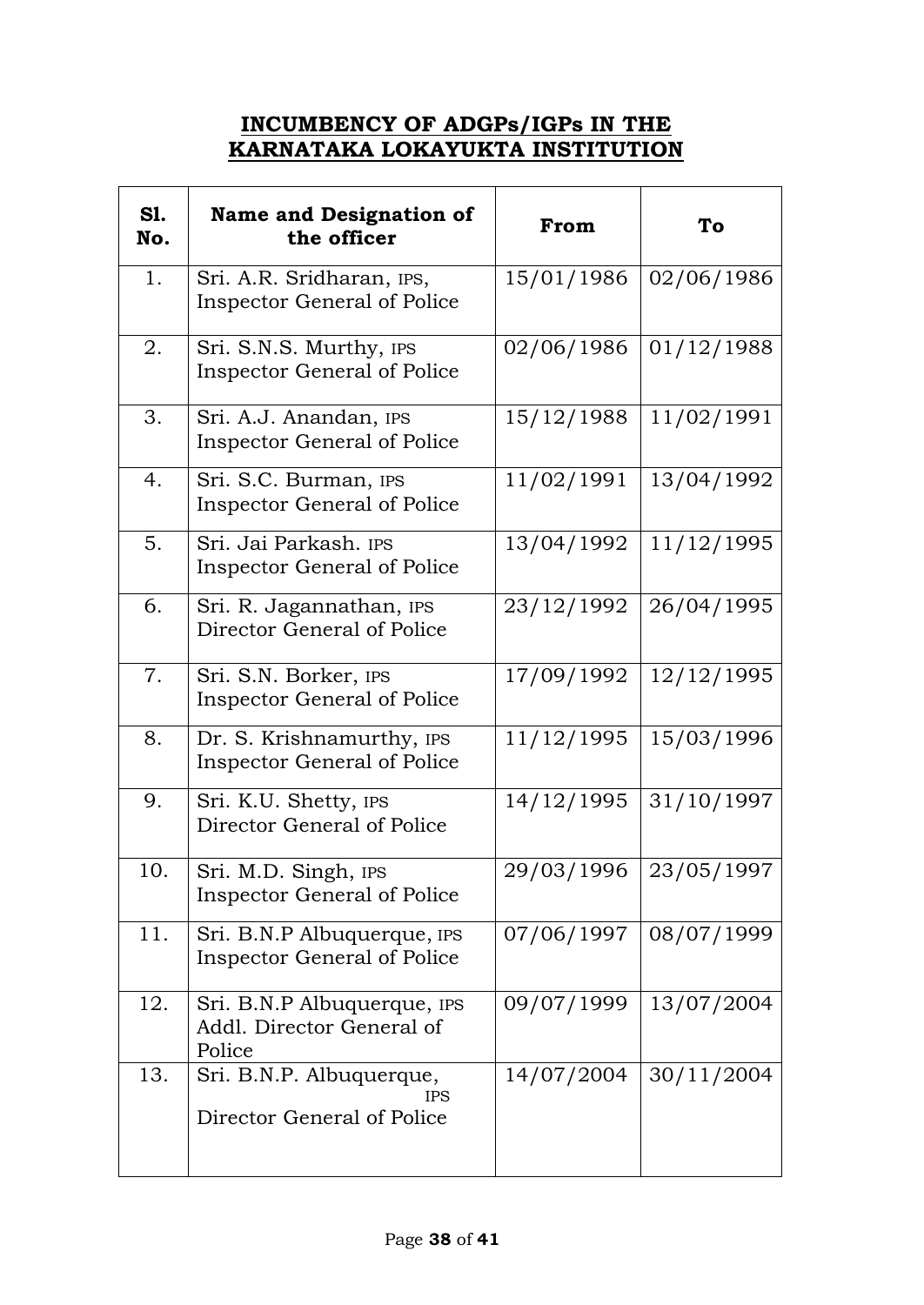**INCUMBENCY OF ADGPs/IGPs IN THE KARNATAKA LOKAYUKTA INSTITUTION**

| Sl. No. | Name and Designation of the officer | From | To |
|---|---|---|---|
| 1. | Sri. A.R. Sridharan, IPS, Inspector General of Police | 15/01/1986 | 02/06/1986 |
| 2. | Sri. S.N.S. Murthy, IPS Inspector General of Police | 02/06/1986 | 01/12/1988 |
| 3. | Sri. A.J. Anandan, IPS Inspector General of Police | 15/12/1988 | 11/02/1991 |
| 4. | Sri. S.C. Burman, IPS Inspector General of Police | 11/02/1991 | 13/04/1992 |
| 5. | Sri. Jai Parkash. IPS Inspector General of Police | 13/04/1992 | 11/12/1995 |
| 6. | Sri. R. Jagannathan, IPS Director General of Police | 23/12/1992 | 26/04/1995 |
| 7. | Sri. S.N. Borker, IPS Inspector General of Police | 17/09/1992 | 12/12/1995 |
| 8. | Dr. S. Krishnamurthy, IPS Inspector General of Police | 11/12/1995 | 15/03/1996 |
| 9. | Sri. K.U. Shetty, IPS Director General of Police | 14/12/1995 | 31/10/1997 |
| 10. | Sri. M.D. Singh, IPS Inspector General of Police | 29/03/1996 | 23/05/1997 |
| 11. | Sri. B.N.P Albuquerque, IPS Inspector General of Police | 07/06/1997 | 08/07/1999 |
| 12. | Sri. B.N.P Albuquerque, IPS Addl. Director General of Police | 09/07/1999 | 13/07/2004 |
| 13. | Sri. B.N.P. Albuquerque, IPS Director General of Police | 14/07/2004 | 30/11/2004 |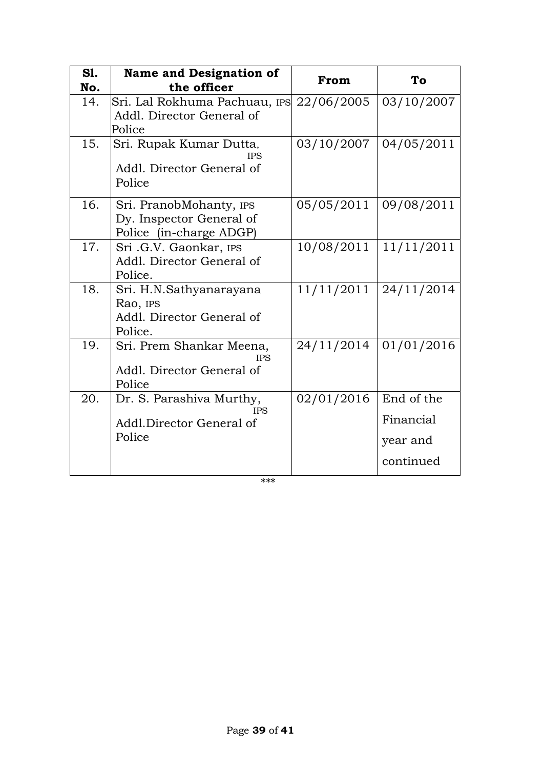| Sl. No. | Name and Designation of the officer | From | To |
|---|---|---|---|
| 14. | Sri. Lal Rokhuma Pachuau, IPS Addl. Director General of Police | 22/06/2005 | 03/10/2007 |
| 15. | Sri. Rupak Kumar Dutta, IPS Addl. Director General of Police | 03/10/2007 | 04/05/2011 |
| 16. | Sri. PranobMohanty, IPS Dy. Inspector General of Police (in-charge ADGP) | 05/05/2011 | 09/08/2011 |
| 17. | Sri .G.V. Gaonkar, IPS Addl. Director General of Police. | 10/08/2011 | 11/11/2011 |
| 18. | Sri. H.N.Sathyanarayana Rao, IPS Addl. Director General of Police. | 11/11/2011 | 24/11/2014 |
| 19. | Sri. Prem Shankar Meena, IPS Addl. Director General of Police | 24/11/2014 | 01/01/2016 |
| 20. | Dr. S. Parashiva Murthy, IPS Addl.Director General of Police | 02/01/2016 | End of the Financial year and continued |

***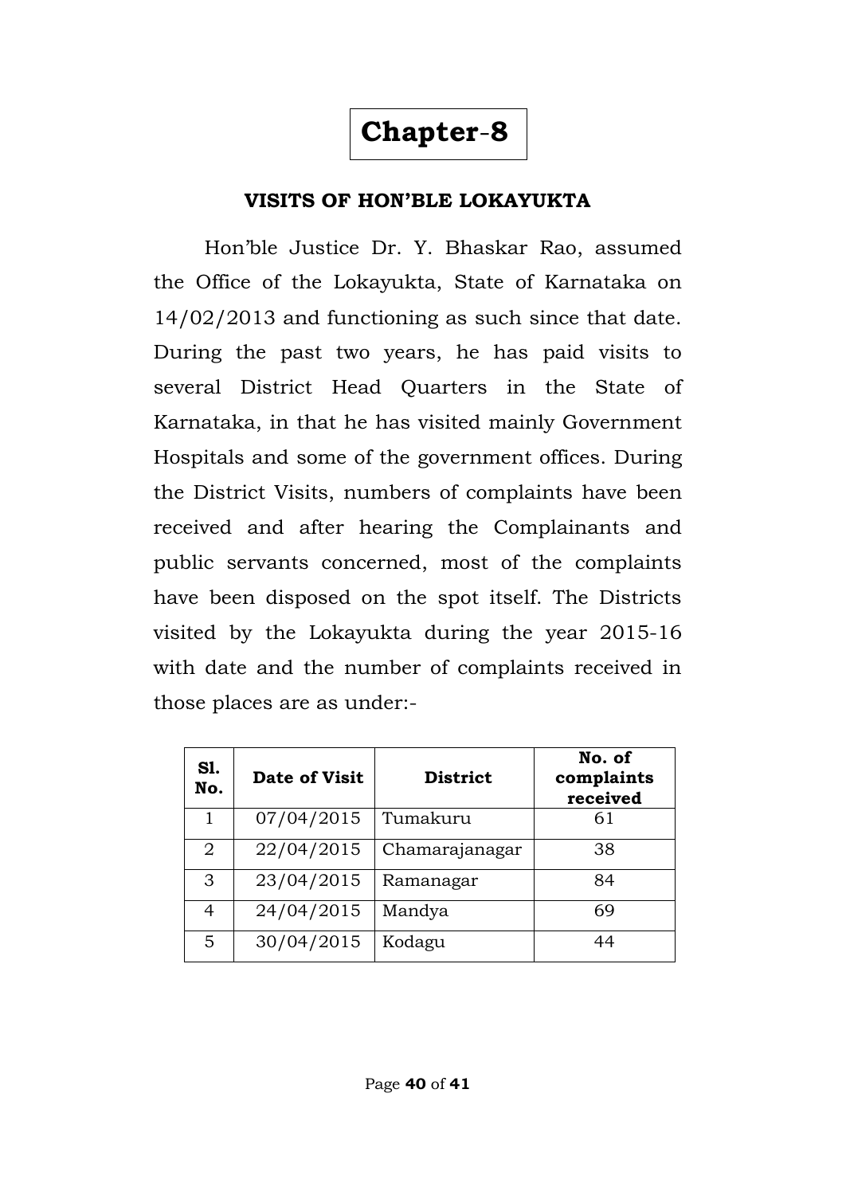# Chapter-8

## VISITS OF HON'BLE LOKAYUKTA

Hon'ble Justice Dr. Y. Bhaskar Rao, assumed the Office of the Lokayukta, State of Karnataka on 14/02/2013 and functioning as such since that date. During the past two years, he has paid visits to several District Head Quarters in the State of Karnataka, in that he has visited mainly Government Hospitals and some of the government offices. During the District Visits, numbers of complaints have been received and after hearing the Complainants and public servants concerned, most of the complaints have been disposed on the spot itself. The Districts visited by the Lokayukta during the year 2015-16 with date and the number of complaints received in those places are as under:-

| Sl. No. | Date of Visit | District | No. of complaints received |
|---|---|---|---|
| 1 | 07/04/2015 | Tumakuru | 61 |
| 2 | 22/04/2015 | Chamarajanagar | 38 |
| 3 | 23/04/2015 | Ramanagar | 84 |
| 4 | 24/04/2015 | Mandya | 69 |
| 5 | 30/04/2015 | Kodagu | 44 |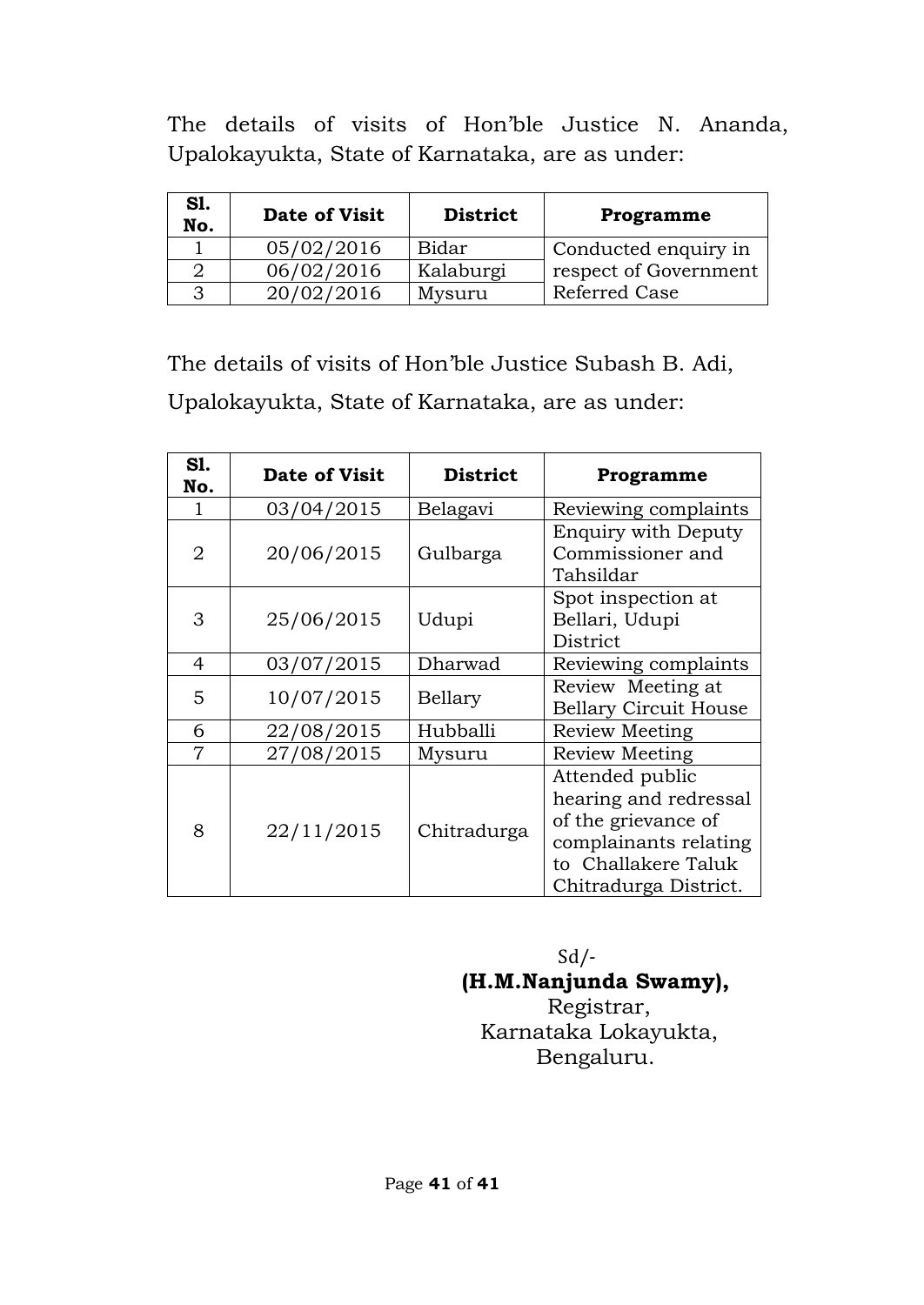The details of visits of Hon'ble Justice N. Ananda, Upalokayukta, State of Karnataka, are as under:

| Sl. No. | Date of Visit | District | Programme |
|---|---|---|---|
| 1 | 05/02/2016 | Bidar | Conducted enquiry in respect of Government Referred Case |
| 2 | 06/02/2016 | Kalaburgi | |
| 3 | 20/02/2016 | Mysuru | |

The details of visits of Hon'ble Justice Subash B. Adi, Upalokayukta, State of Karnataka, are as under:

| Sl. No. | Date of Visit | District | Programme |
|---|---|---|---|
| 1 | 03/04/2015 | Belagavi | Reviewing complaints |
| 2 | 20/06/2015 | Gulbarga | Enquiry with Deputy Commissioner and Tahsildar |
| 3 | 25/06/2015 | Udupi | Spot inspection at Bellari, Udupi District |
| 4 | 03/07/2015 | Dharwad | Reviewing complaints |
| 5 | 10/07/2015 | Bellary | Review Meeting at Bellary Circuit House |
| 6 | 22/08/2015 | Hubballi | Review Meeting |
| 7 | 27/08/2015 | Mysuru | Review Meeting |
| 8 | 22/11/2015 | Chitradurga | Attended public hearing and redressal of the grievance of complainants relating to Challakere Taluk Chitradurga District. |

Sd/-
**(H.M.Nanjunda Swamy),**
Registrar,
Karnataka Lokayukta,
Bengaluru.